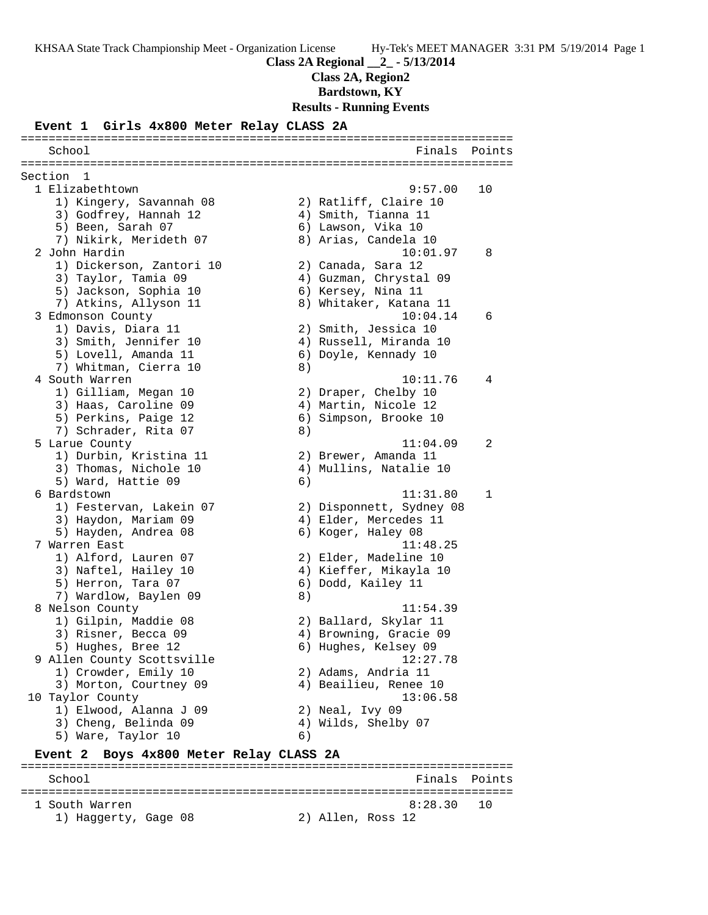**Class 2A Regional __2_ - 5/13/2014**

**Class 2A, Region2**

**Bardstown, KY**

**Results - Running Events**

### Event 1 Girls 4x800 Meter Relay CLASS 2A

```
=======================================================================
   School                                               Finals  Points
=======================================================================
Section  1
  1 Elizabethtown                                      9:57.00   10
     1) Kingery, Savannah 08            2) Ratliff, Claire 10
     3) Godfrey, Hannah 12              4) Smith, Tianna 11
     5) Been, Sarah 07                  6) Lawson, Vika 10
     7) Nikirk, Merideth 07             8) Arias, Candela 10
  2 John Hardin                                       10:01.97    8
     1) Dickerson, Zantori 10           2) Canada, Sara 12
     3) Taylor, Tamia 09                4) Guzman, Chrystal 09
     5) Jackson, Sophia 10              6) Kersey, Nina 11
     7) Atkins, Allyson 11              8) Whitaker, Katana 11
  3 Edmonson County                                   10:04.14    6
     1) Davis, Diara 11                 2) Smith, Jessica 10
     3) Smith, Jennifer 10              4) Russell, Miranda 10
     5) Lovell, Amanda 11               6) Doyle, Kennady 10
     7) Whitman, Cierra 10              8)
  4 South Warren                                      10:11.76    4
     1) Gilliam, Megan 10               2) Draper, Chelby 10
     3) Haas, Caroline 09               4) Martin, Nicole 12
     5) Perkins, Paige 12               6) Simpson, Brooke 10
     7) Schrader, Rita 07               8)
  5 Larue County                                      11:04.09    2
     1) Durbin, Kristina 11             2) Brewer, Amanda 11
     3) Thomas, Nichole 10              4) Mullins, Natalie 10
     5) Ward, Hattie 09                 6)
  6 Bardstown                                         11:31.80    1
     1) Festervan, Lakein 07            2) Disponnett, Sydney 08
     3) Haydon, Mariam 09               4) Elder, Mercedes 11
     5) Hayden, Andrea 08               6) Koger, Haley 08
  7 Warren East                                       11:48.25
     1) Alford, Lauren 07               2) Elder, Madeline 10
     3) Naftel, Hailey 10               4) Kieffer, Mikayla 10
     5) Herron, Tara 07                 6) Dodd, Kailey 11
     7) Wardlow, Baylen 09              8)
  8 Nelson County                                     11:54.39
     1) Gilpin, Maddie 08               2) Ballard, Skylar 11
     3) Risner, Becca 09                4) Browning, Gracie 09
     5) Hughes, Bree 12                 6) Hughes, Kelsey 09
  9 Allen County Scottsville                          12:27.78
     1) Crowder, Emily 10               2) Adams, Andria 11
     3) Morton, Courtney 09             4) Beailieu, Renee 10
 10 Taylor County                                     13:06.58
     1) Elwood, Alanna J 09             2) Neal, Ivy 09
     3) Cheng, Belinda 09               4) Wilds, Shelby 07
     5) Ware, Taylor 10                 6)
```

### Event 2 Boys 4x800 Meter Relay CLASS 2A

```
=======================================================================
   School                                               Finals  Points
=======================================================================
  1 South Warren                                       8:28.30   10
     1) Haggerty, Gage 08               2) Allen, Ross 12
```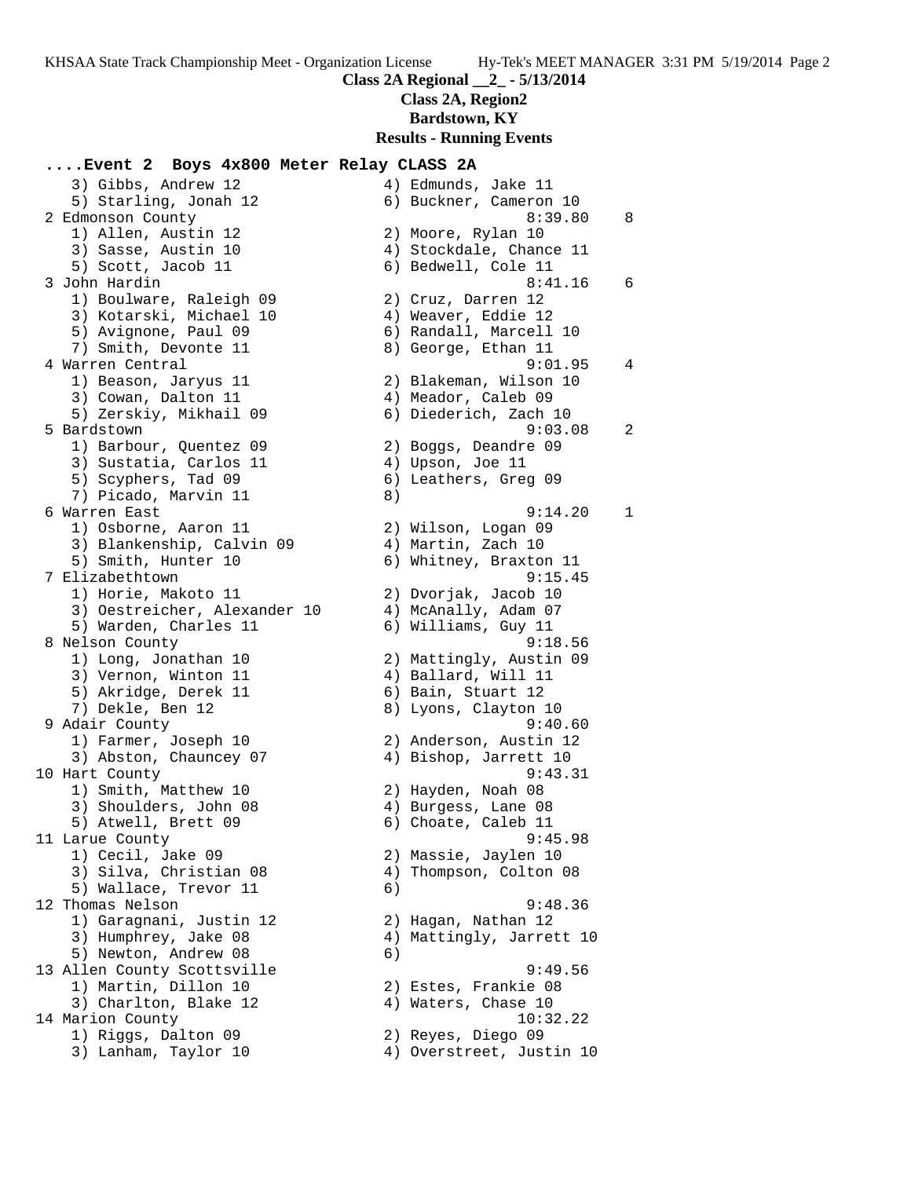**Class 2A Regional __2_ - 5/13/2014**

**Class 2A, Region2**

**Bardstown, KY**

**Results - Running Events**

```
....Event 2  Boys 4x800 Meter Relay CLASS 2A
    3) Gibbs, Andrew 12                4) Edmunds, Jake 11
    5) Starling, Jonah 12              6) Buckner, Cameron 10
  2 Edmonson County                             8:39.80    8
    1) Allen, Austin 12                2) Moore, Rylan 10
    3) Sasse, Austin 10                4) Stockdale, Chance 11
    5) Scott, Jacob 11                 6) Bedwell, Cole 11
  3 John Hardin                                 8:41.16    6
    1) Boulware, Raleigh 09            2) Cruz, Darren 12
    3) Kotarski, Michael 10            4) Weaver, Eddie 12
    5) Avignone, Paul 09               6) Randall, Marcell 10
    7) Smith, Devonte 11               8) George, Ethan 11
  4 Warren Central                              9:01.95    4
    1) Beason, Jaryus 11               2) Blakeman, Wilson 10
    3) Cowan, Dalton 11                4) Meador, Caleb 09
    5) Zerskiy, Mikhail 09             6) Diederich, Zach 10
  5 Bardstown                                   9:03.08    2
    1) Barbour, Quentez 09             2) Boggs, Deandre 09
    3) Sustatia, Carlos 11             4) Upson, Joe 11
    5) Scyphers, Tad 09                6) Leathers, Greg 09
    7) Picado, Marvin 11               8)
  6 Warren East                                 9:14.20    1
    1) Osborne, Aaron 11               2) Wilson, Logan 09
    3) Blankenship, Calvin 09          4) Martin, Zach 10
    5) Smith, Hunter 10                6) Whitney, Braxton 11
  7 Elizabethtown                               9:15.45
    1) Horie, Makoto 11                2) Dvorjak, Jacob 10
    3) Oestreicher, Alexander 10       4) McAnally, Adam 07
    5) Warden, Charles 11              6) Williams, Guy 11
  8 Nelson County                               9:18.56
    1) Long, Jonathan 10               2) Mattingly, Austin 09
    3) Vernon, Winton 11               4) Ballard, Will 11
    5) Akridge, Derek 11               6) Bain, Stuart 12
    7) Dekle, Ben 12                   8) Lyons, Clayton 10
  9 Adair County                                9:40.60
    1) Farmer, Joseph 10               2) Anderson, Austin 12
    3) Abston, Chauncey 07             4) Bishop, Jarrett 10
 10 Hart County                                 9:43.31
    1) Smith, Matthew 10               2) Hayden, Noah 08
    3) Shoulders, John 08              4) Burgess, Lane 08
    5) Atwell, Brett 09                6) Choate, Caleb 11
 11 Larue County                                9:45.98
    1) Cecil, Jake 09                  2) Massie, Jaylen 10
    3) Silva, Christian 08             4) Thompson, Colton 08
    5) Wallace, Trevor 11              6)
 12 Thomas Nelson                               9:48.36
    1) Garagnani, Justin 12            2) Hagan, Nathan 12
    3) Humphrey, Jake 08               4) Mattingly, Jarrett 10
    5) Newton, Andrew 08               6)
 13 Allen County Scottsville                    9:49.56
    1) Martin, Dillon 10               2) Estes, Frankie 08
    3) Charlton, Blake 12              4) Waters, Chase 10
 14 Marion County                              10:32.22
    1) Riggs, Dalton 09                2) Reyes, Diego 09
    3) Lanham, Taylor 10               4) Overstreet, Justin 10
```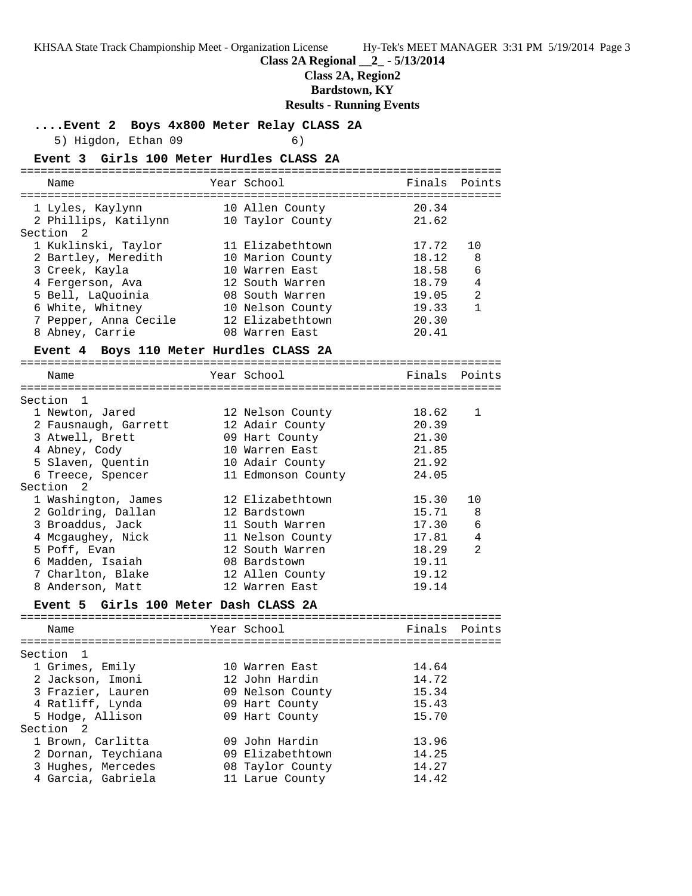**Class 2A Regional __2_ - 5/13/2014**

**Class 2A, Region2**

**Bardstown, KY**

**Results - Running Events**

### ....Event 2 Boys 4x800 Meter Relay CLASS 2A

5) Higdon, Ethan 09 6)

### Event 3 Girls 100 Meter Hurdles CLASS 2A

| Name | Year | School | Finals | Points |
|---|---|---|---|---|
| 1 Lyles, Kaylynn | 10 | Allen County | 20.34 | |
| 2 Phillips, Katilynn | 10 | Taylor County | 21.62 | |
| **Section 2** | | | | |
| 1 Kuklinski, Taylor | 11 | Elizabethtown | 17.72 | 10 |
| 2 Bartley, Meredith | 10 | Marion County | 18.12 | 8 |
| 3 Creek, Kayla | 10 | Warren East | 18.58 | 6 |
| 4 Fergerson, Ava | 12 | South Warren | 18.79 | 4 |
| 5 Bell, LaQuoinia | 08 | South Warren | 19.05 | 2 |
| 6 White, Whitney | 10 | Nelson County | 19.33 | 1 |
| 7 Pepper, Anna Cecile | 12 | Elizabethtown | 20.30 | |
| 8 Abney, Carrie | 08 | Warren East | 20.41 | |

### Event 4 Boys 110 Meter Hurdles CLASS 2A

| Name | Year | School | Finals | Points |
|---|---|---|---|---|
| **Section 1** | | | | |
| 1 Newton, Jared | 12 | Nelson County | 18.62 | 1 |
| 2 Fausnaugh, Garrett | 12 | Adair County | 20.39 | |
| 3 Atwell, Brett | 09 | Hart County | 21.30 | |
| 4 Abney, Cody | 10 | Warren East | 21.85 | |
| 5 Slaven, Quentin | 10 | Adair County | 21.92 | |
| 6 Treece, Spencer | 11 | Edmonson County | 24.05 | |
| **Section 2** | | | | |
| 1 Washington, James | 12 | Elizabethtown | 15.30 | 10 |
| 2 Goldring, Dallan | 12 | Bardstown | 15.71 | 8 |
| 3 Broaddus, Jack | 11 | South Warren | 17.30 | 6 |
| 4 Mcgaughey, Nick | 11 | Nelson County | 17.81 | 4 |
| 5 Poff, Evan | 12 | South Warren | 18.29 | 2 |
| 6 Madden, Isaiah | 08 | Bardstown | 19.11 | |
| 7 Charlton, Blake | 12 | Allen County | 19.12 | |
| 8 Anderson, Matt | 12 | Warren East | 19.14 | |

### Event 5 Girls 100 Meter Dash CLASS 2A

| Name | Year | School | Finals | Points |
|---|---|---|---|---|
| **Section 1** | | | | |
| 1 Grimes, Emily | 10 | Warren East | 14.64 | |
| 2 Jackson, Imoni | 12 | John Hardin | 14.72 | |
| 3 Frazier, Lauren | 09 | Nelson County | 15.34 | |
| 4 Ratliff, Lynda | 09 | Hart County | 15.43 | |
| 5 Hodge, Allison | 09 | Hart County | 15.70 | |
| **Section 2** | | | | |
| 1 Brown, Carlitta | 09 | John Hardin | 13.96 | |
| 2 Dornan, Teychiana | 09 | Elizabethtown | 14.25 | |
| 3 Hughes, Mercedes | 08 | Taylor County | 14.27 | |
| 4 Garcia, Gabriela | 11 | Larue County | 14.42 | |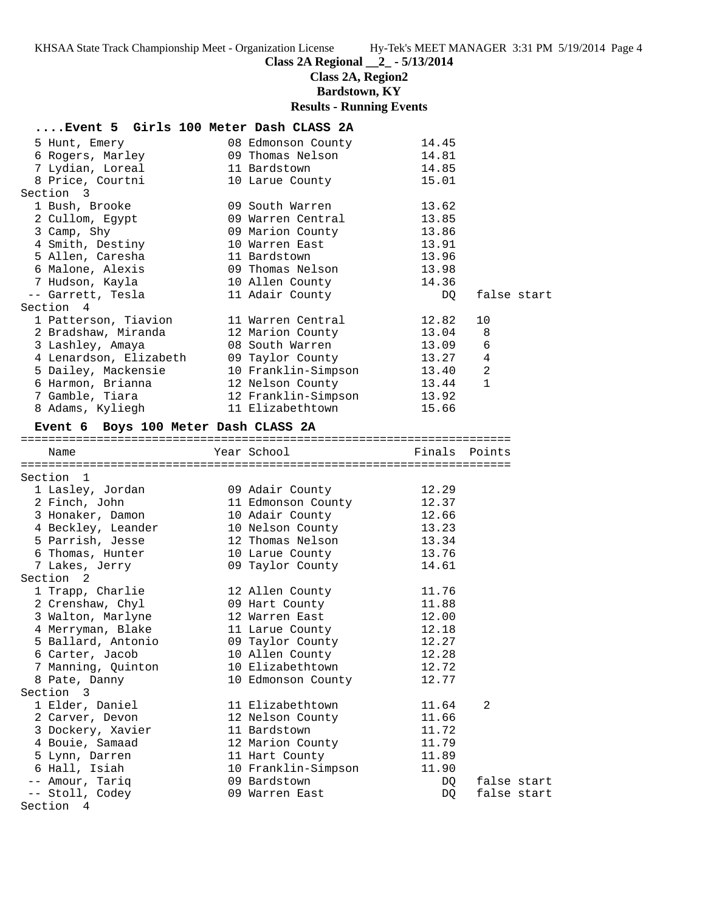# Class 2A Regional __2_ - 5/13/2014

## Class 2A, Region2

## Bardstown, KY

## Results - Running Events

### ....Event 5 Girls 100 Meter Dash CLASS 2A

| Place | Name | Year | School | Finals | Points |
|---|---|---|---|---|---|
| 5 | Hunt, Emery | 08 | Edmonson County | 14.45 | |
| 6 | Rogers, Marley | 09 | Thomas Nelson | 14.81 | |
| 7 | Lydian, Loreal | 11 | Bardstown | 14.85 | |
| 8 | Price, Courtni | 10 | Larue County | 15.01 | |
| **Section 3** | | | | | |
| 1 | Bush, Brooke | 09 | South Warren | 13.62 | |
| 2 | Cullom, Egypt | 09 | Warren Central | 13.85 | |
| 3 | Camp, Shy | 09 | Marion County | 13.86 | |
| 4 | Smith, Destiny | 10 | Warren East | 13.91 | |
| 5 | Allen, Caresha | 11 | Bardstown | 13.96 | |
| 6 | Malone, Alexis | 09 | Thomas Nelson | 13.98 | |
| 7 | Hudson, Kayla | 10 | Allen County | 14.36 | |
| -- | Garrett, Tesla | 11 | Adair County | DQ | false start |
| **Section 4** | | | | | |
| 1 | Patterson, Tiavion | 11 | Warren Central | 12.82 | 10 |
| 2 | Bradshaw, Miranda | 12 | Marion County | 13.04 | 8 |
| 3 | Lashley, Amaya | 08 | South Warren | 13.09 | 6 |
| 4 | Lenardson, Elizabeth | 09 | Taylor County | 13.27 | 4 |
| 5 | Dailey, Mackensie | 10 | Franklin-Simpson | 13.40 | 2 |
| 6 | Harmon, Brianna | 12 | Nelson County | 13.44 | 1 |
| 7 | Gamble, Tiara | 12 | Franklin-Simpson | 13.92 | |
| 8 | Adams, Kyliegh | 11 | Elizabethtown | 15.66 | |

### Event 6 Boys 100 Meter Dash CLASS 2A

| Place | Name | Year | School | Finals | Points |
|---|---|---|---|---|---|
| **Section 1** | | | | | |
| 1 | Lasley, Jordan | 09 | Adair County | 12.29 | |
| 2 | Finch, John | 11 | Edmonson County | 12.37 | |
| 3 | Honaker, Damon | 10 | Adair County | 12.66 | |
| 4 | Beckley, Leander | 10 | Nelson County | 13.23 | |
| 5 | Parrish, Jesse | 12 | Thomas Nelson | 13.34 | |
| 6 | Thomas, Hunter | 10 | Larue County | 13.76 | |
| 7 | Lakes, Jerry | 09 | Taylor County | 14.61 | |
| **Section 2** | | | | | |
| 1 | Trapp, Charlie | 12 | Allen County | 11.76 | |
| 2 | Crenshaw, Chyl | 09 | Hart County | 11.88 | |
| 3 | Walton, Marlyne | 12 | Warren East | 12.00 | |
| 4 | Merryman, Blake | 11 | Larue County | 12.18 | |
| 5 | Ballard, Antonio | 09 | Taylor County | 12.27 | |
| 6 | Carter, Jacob | 10 | Allen County | 12.28 | |
| 7 | Manning, Quinton | 10 | Elizabethtown | 12.72 | |
| 8 | Pate, Danny | 10 | Edmonson County | 12.77 | |
| **Section 3** | | | | | |
| 1 | Elder, Daniel | 11 | Elizabethtown | 11.64 | 2 |
| 2 | Carver, Devon | 12 | Nelson County | 11.66 | |
| 3 | Dockery, Xavier | 11 | Bardstown | 11.72 | |
| 4 | Bouie, Samaad | 12 | Marion County | 11.79 | |
| 5 | Lynn, Darren | 11 | Hart County | 11.89 | |
| 6 | Hall, Isiah | 10 | Franklin-Simpson | 11.90 | |
| -- | Amour, Tariq | 09 | Bardstown | DQ | false start |
| -- | Stoll, Codey | 09 | Warren East | DQ | false start |
| **Section 4** | | | | | |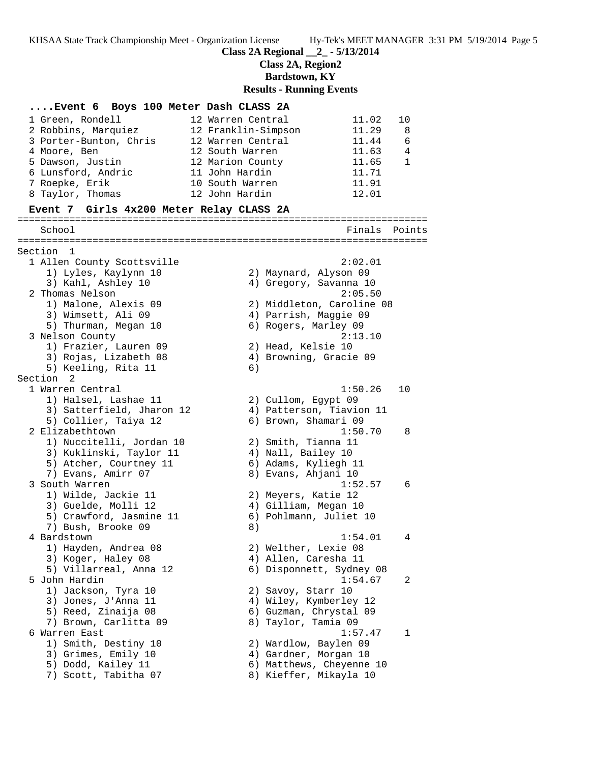## Class 2A Regional __2_ - 5/13/2014

### Class 2A, Region2

### Bardstown, KY

### Results - Running Events

**....Event 6 Boys 100 Meter Dash CLASS 2A**

| Place | Name | Year | School | Finals | Points |
|---|---|---|---|---|---|
| 1 | Green, Rondell | 12 | Warren Central | 11.02 | 10 |
| 2 | Robbins, Marquiez | 12 | Franklin-Simpson | 11.29 | 8 |
| 3 | Porter-Bunton, Chris | 12 | Warren Central | 11.44 | 6 |
| 4 | Moore, Ben | 12 | South Warren | 11.63 | 4 |
| 5 | Dawson, Justin | 12 | Marion County | 11.65 | 1 |
| 6 | Lunsford, Andric | 11 | John Hardin | 11.71 | |
| 7 | Roepke, Erik | 10 | South Warren | 11.91 | |
| 8 | Taylor, Thomas | 12 | John Hardin | 12.01 | |

**Event 7 Girls 4x200 Meter Relay CLASS 2A**

| School | Finals | Points |
|---|---|---|
| **Section 1** | | |
| 1 Allen County Scottsville | 2:02.01 | |
| 1) Lyles, Kaylynn 10; 2) Maynard, Alyson 09; 3) Kahl, Ashley 10; 4) Gregory, Savanna 10 | | |
| 2 Thomas Nelson | 2:05.50 | |
| 1) Malone, Alexis 09; 2) Middleton, Caroline 08; 3) Wimsett, Ali 09; 4) Parrish, Maggie 09; 5) Thurman, Megan 10; 6) Rogers, Marley 09 | | |
| 3 Nelson County | 2:13.10 | |
| 1) Frazier, Lauren 09; 2) Head, Kelsie 10; 3) Rojas, Lizabeth 08; 4) Browning, Gracie 09; 5) Keeling, Rita 11; 6) | | |
| **Section 2** | | |
| 1 Warren Central | 1:50.26 | 10 |
| 1) Halsel, Lashae 11; 2) Cullom, Egypt 09; 3) Satterfield, Jharon 12; 4) Patterson, Tiavion 11; 5) Collier, Taiya 12; 6) Brown, Shamari 09 | | |
| 2 Elizabethtown | 1:50.70 | 8 |
| 1) Nuccitelli, Jordan 10; 2) Smith, Tianna 11; 3) Kuklinski, Taylor 11; 4) Nall, Bailey 10; 5) Atcher, Courtney 11; 6) Adams, Kyliegh 11; 7) Evans, Amirr 07; 8) Evans, Ahjani 10 | | |
| 3 South Warren | 1:52.57 | 6 |
| 1) Wilde, Jackie 11; 2) Meyers, Katie 12; 3) Guelde, Molli 12; 4) Gilliam, Megan 10; 5) Crawford, Jasmine 11; 6) Pohlmann, Juliet 10; 7) Bush, Brooke 09; 8) | | |
| 4 Bardstown | 1:54.01 | 4 |
| 1) Hayden, Andrea 08; 2) Welther, Lexie 08; 3) Koger, Haley 08; 4) Allen, Caresha 11; 5) Villarreal, Anna 12; 6) Disponnett, Sydney 08 | | |
| 5 John Hardin | 1:54.67 | 2 |
| 1) Jackson, Tyra 10; 2) Savoy, Starr 10; 3) Jones, J'Anna 11; 4) Wiley, Kymberley 12; 5) Reed, Zinaija 08; 6) Guzman, Chrystal 09; 7) Brown, Carlitta 09; 8) Taylor, Tamia 09 | | |
| 6 Warren East | 1:57.47 | 1 |
| 1) Smith, Destiny 10; 2) Wardlow, Baylen 09; 3) Grimes, Emily 10; 4) Gardner, Morgan 10; 5) Dodd, Kailey 11; 6) Matthews, Cheyenne 10; 7) Scott, Tabitha 07; 8) Kieffer, Mikayla 10 | | |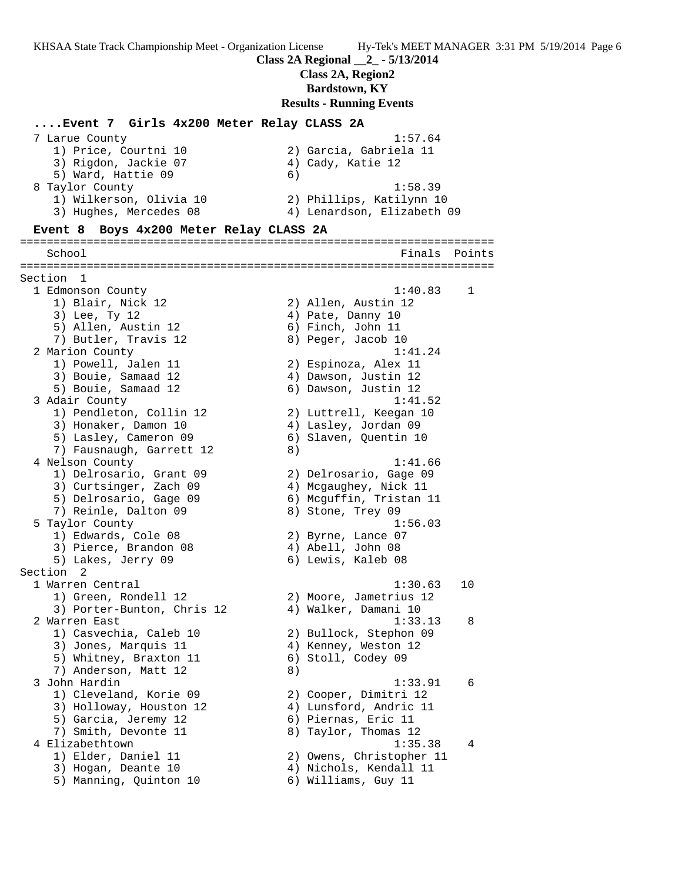Class 2A Regional __2_ - 5/13/2014
Class 2A, Region2
Bardstown, KY
Results - Running Events

### ....Event 7 Girls 4x200 Meter Relay CLASS 2A

```
  7 Larue County                                         1:57.64
     1) Price, Courtni 10              2) Garcia, Gabriela 11
     3) Rigdon, Jackie 07              4) Cady, Katie 12
     5) Ward, Hattie 09                6)
  8 Taylor County                                        1:58.39
     1) Wilkerson, Olivia 10           2) Phillips, Katilynn 10
     3) Hughes, Mercedes 08            4) Lenardson, Elizabeth 09
```

### Event 8 Boys 4x200 Meter Relay CLASS 2A

```
=======================================================================
    School                                               Finals  Points
=======================================================================
Section  1
  1 Edmonson County                                      1:40.83    1
     1) Blair, Nick 12                 2) Allen, Austin 12
     3) Lee, Ty 12                     4) Pate, Danny 10
     5) Allen, Austin 12               6) Finch, John 11
     7) Butler, Travis 12              8) Peger, Jacob 10
  2 Marion County                                        1:41.24
     1) Powell, Jalen 11               2) Espinoza, Alex 11
     3) Bouie, Samaad 12               4) Dawson, Justin 12
     5) Bouie, Samaad 12               6) Dawson, Justin 12
  3 Adair County                                         1:41.52
     1) Pendleton, Collin 12           2) Luttrell, Keegan 10
     3) Honaker, Damon 10              4) Lasley, Jordan 09
     5) Lasley, Cameron 09             6) Slaven, Quentin 10
     7) Fausnaugh, Garrett 12          8)
  4 Nelson County                                        1:41.66
     1) Delrosario, Grant 09           2) Delrosario, Gage 09
     3) Curtsinger, Zach 09            4) Mcgaughey, Nick 11
     5) Delrosario, Gage 09            6) Mcguffin, Tristan 11
     7) Reinle, Dalton 09              8) Stone, Trey 09
  5 Taylor County                                        1:56.03
     1) Edwards, Cole 08               2) Byrne, Lance 07
     3) Pierce, Brandon 08             4) Abell, John 08
     5) Lakes, Jerry 09                6) Lewis, Kaleb 08
Section  2
  1 Warren Central                                       1:30.63   10
     1) Green, Rondell 12              2) Moore, Jametrius 12
     3) Porter-Bunton, Chris 12        4) Walker, Damani 10
  2 Warren East                                          1:33.13    8
     1) Casvechia, Caleb 10            2) Bullock, Stephon 09
     3) Jones, Marquis 11              4) Kenney, Weston 12
     5) Whitney, Braxton 11            6) Stoll, Codey 09
     7) Anderson, Matt 12              8)
  3 John Hardin                                          1:33.91    6
     1) Cleveland, Korie 09            2) Cooper, Dimitri 12
     3) Holloway, Houston 12           4) Lunsford, Andric 11
     5) Garcia, Jeremy 12              6) Piernas, Eric 11
     7) Smith, Devonte 11              8) Taylor, Thomas 12
  4 Elizabethtown                                        1:35.38    4
     1) Elder, Daniel 11               2) Owens, Christopher 11
     3) Hogan, Deante 10               4) Nichols, Kendall 11
     5) Manning, Quinton 10            6) Williams, Guy 11
```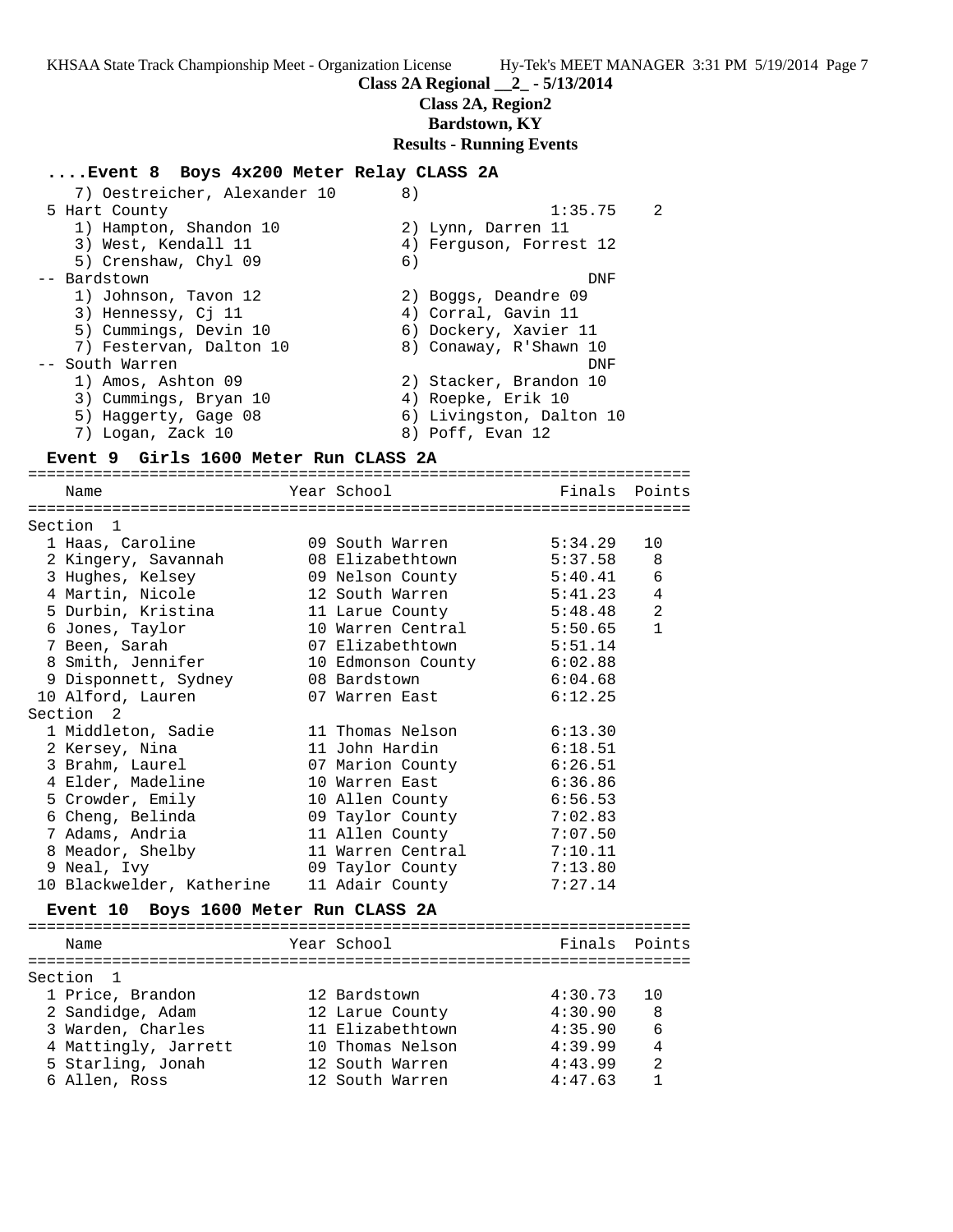**Class 2A Regional __2_ - 5/13/2014**

**Class 2A, Region2**

**Bardstown, KY**

**Results - Running Events**

### ....Event 8 Boys 4x200 Meter Relay CLASS 2A

```
    7) Oestreicher, Alexander 10       8)
 5 Hart County                                        1:35.75    2
    1) Hampton, Shandon 10             2) Lynn, Darren 11
    3) West, Kendall 11                4) Ferguson, Forrest 12
    5) Crenshaw, Chyl 09               6)
 -- Bardstown                                             DNF
    1) Johnson, Tavon 12               2) Boggs, Deandre 09
    3) Hennessy, Cj 11                 4) Corral, Gavin 11
    5) Cummings, Devin 10              6) Dockery, Xavier 11
    7) Festervan, Dalton 10            8) Conaway, R'Shawn 10
 -- South Warren                                          DNF
    1) Amos, Ashton 09                 2) Stacker, Brandon 10
    3) Cummings, Bryan 10              4) Roepke, Erik 10
    5) Haggerty, Gage 08               6) Livingston, Dalton 10
    7) Logan, Zack 10                  8) Poff, Evan 12
```

### Event 9 Girls 1600 Meter Run CLASS 2A

| Place | Name | Year | School | Finals | Points |
|---|---|---|---|---|---|
| **Section 1** | | | | | |
| 1 | Haas, Caroline | 09 | South Warren | 5:34.29 | 10 |
| 2 | Kingery, Savannah | 08 | Elizabethtown | 5:37.58 | 8 |
| 3 | Hughes, Kelsey | 09 | Nelson County | 5:40.41 | 6 |
| 4 | Martin, Nicole | 12 | South Warren | 5:41.23 | 4 |
| 5 | Durbin, Kristina | 11 | Larue County | 5:48.48 | 2 |
| 6 | Jones, Taylor | 10 | Warren Central | 5:50.65 | 1 |
| 7 | Been, Sarah | 07 | Elizabethtown | 5:51.14 | |
| 8 | Smith, Jennifer | 10 | Edmonson County | 6:02.88 | |
| 9 | Disponnett, Sydney | 08 | Bardstown | 6:04.68 | |
| 10 | Alford, Lauren | 07 | Warren East | 6:12.25 | |
| **Section 2** | | | | | |
| 1 | Middleton, Sadie | 11 | Thomas Nelson | 6:13.30 | |
| 2 | Kersey, Nina | 11 | John Hardin | 6:18.51 | |
| 3 | Brahm, Laurel | 07 | Marion County | 6:26.51 | |
| 4 | Elder, Madeline | 10 | Warren East | 6:36.86 | |
| 5 | Crowder, Emily | 10 | Allen County | 6:56.53 | |
| 6 | Cheng, Belinda | 09 | Taylor County | 7:02.83 | |
| 7 | Adams, Andria | 11 | Allen County | 7:07.50 | |
| 8 | Meador, Shelby | 11 | Warren Central | 7:10.11 | |
| 9 | Neal, Ivy | 09 | Taylor County | 7:13.80 | |
| 10 | Blackwelder, Katherine | 11 | Adair County | 7:27.14 | |

### Event 10 Boys 1600 Meter Run CLASS 2A

| Place | Name | Year | School | Finals | Points |
|---|---|---|---|---|---|
| **Section 1** | | | | | |
| 1 | Price, Brandon | 12 | Bardstown | 4:30.73 | 10 |
| 2 | Sandidge, Adam | 12 | Larue County | 4:30.90 | 8 |
| 3 | Warden, Charles | 11 | Elizabethtown | 4:35.90 | 6 |
| 4 | Mattingly, Jarrett | 10 | Thomas Nelson | 4:39.99 | 4 |
| 5 | Starling, Jonah | 12 | South Warren | 4:43.99 | 2 |
| 6 | Allen, Ross | 12 | South Warren | 4:47.63 | 1 |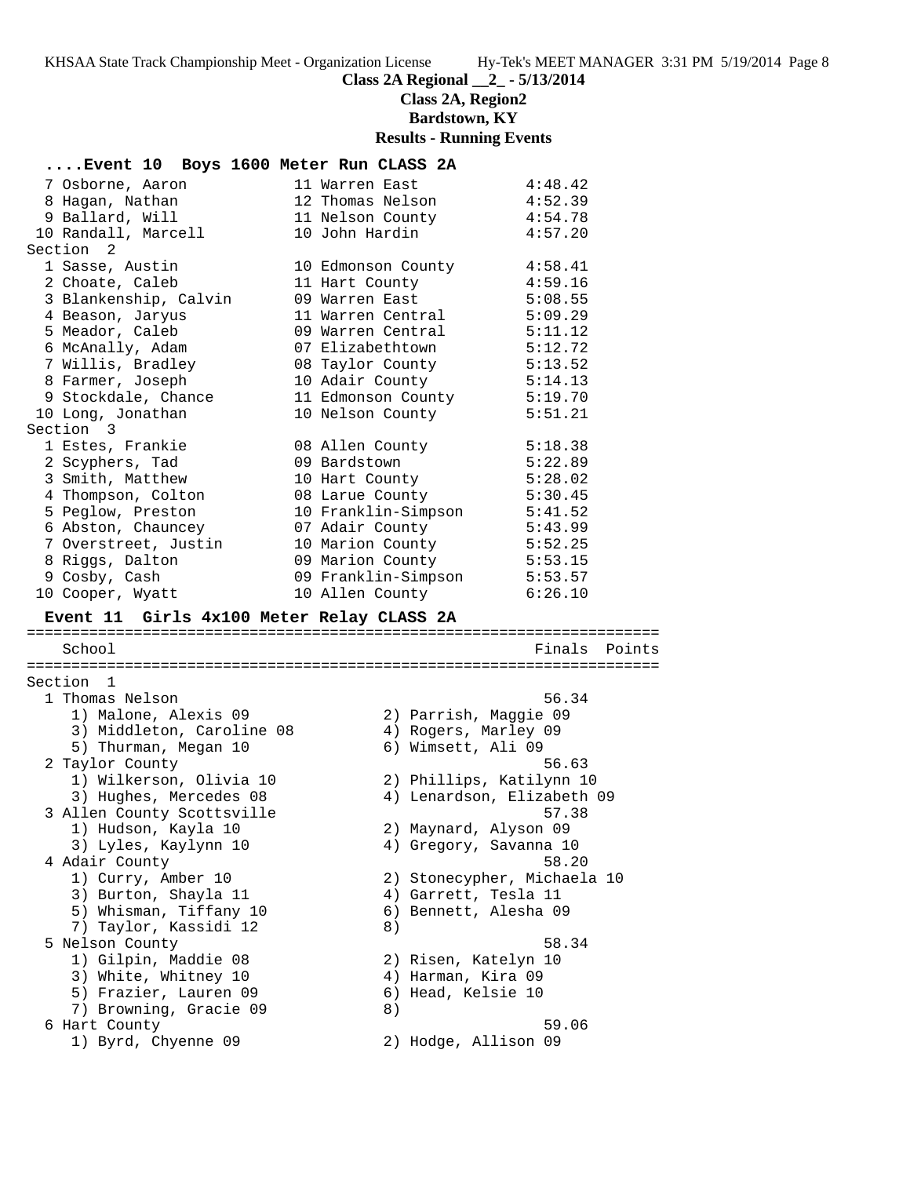**Class 2A Regional __2_ - 5/13/2014**
**Class 2A, Region2**
**Bardstown, KY**
**Results - Running Events**

### ....Event 10 Boys 1600 Meter Run CLASS 2A

```
  7 Osborne, Aaron           11 Warren East           4:48.42
  8 Hagan, Nathan            12 Thomas Nelson         4:52.39
  9 Ballard, Will            11 Nelson County         4:54.78
 10 Randall, Marcell         10 John Hardin           4:57.20
Section  2
  1 Sasse, Austin            10 Edmonson County       4:58.41
  2 Choate, Caleb            11 Hart County           4:59.16
  3 Blankenship, Calvin      09 Warren East           5:08.55
  4 Beason, Jaryus           11 Warren Central        5:09.29
  5 Meador, Caleb            09 Warren Central        5:11.12
  6 McAnally, Adam           07 Elizabethtown         5:12.72
  7 Willis, Bradley          08 Taylor County         5:13.52
  8 Farmer, Joseph           10 Adair County          5:14.13
  9 Stockdale, Chance        11 Edmonson County       5:19.70
 10 Long, Jonathan           10 Nelson County         5:51.21
Section  3
  1 Estes, Frankie           08 Allen County          5:18.38
  2 Scyphers, Tad            09 Bardstown             5:22.89
  3 Smith, Matthew           10 Hart County           5:28.02
  4 Thompson, Colton         08 Larue County          5:30.45
  5 Peglow, Preston          10 Franklin-Simpson      5:41.52
  6 Abston, Chauncey         07 Adair County          5:43.99
  7 Overstreet, Justin       10 Marion County         5:52.25
  8 Riggs, Dalton            09 Marion County         5:53.15
  9 Cosby, Cash              09 Franklin-Simpson      5:53.57
 10 Cooper, Wyatt            10 Allen County          6:26.10
```

### Event 11 Girls 4x100 Meter Relay CLASS 2A

```
=======================================================================
   School                                               Finals  Points
=======================================================================
Section  1
  1 Thomas Nelson                                        56.34
     1) Malone, Alexis 09               2) Parrish, Maggie 09
     3) Middleton, Caroline 08          4) Rogers, Marley 09
     5) Thurman, Megan 10               6) Wimsett, Ali 09
  2 Taylor County                                        56.63
     1) Wilkerson, Olivia 10            2) Phillips, Katilynn 10
     3) Hughes, Mercedes 08             4) Lenardson, Elizabeth 09
  3 Allen County Scottsville                             57.38
     1) Hudson, Kayla 10                2) Maynard, Alyson 09
     3) Lyles, Kaylynn 10               4) Gregory, Savanna 10
  4 Adair County                                         58.20
     1) Curry, Amber 10                 2) Stonecypher, Michaela 10
     3) Burton, Shayla 11               4) Garrett, Tesla 11
     5) Whisman, Tiffany 10             6) Bennett, Alesha 09
     7) Taylor, Kassidi 12              8)
  5 Nelson County                                        58.34
     1) Gilpin, Maddie 08               2) Risen, Katelyn 10
     3) White, Whitney 10               4) Harman, Kira 09
     5) Frazier, Lauren 09              6) Head, Kelsie 10
     7) Browning, Gracie 09             8)
  6 Hart County                                          59.06
     1) Byrd, Chyenne 09                2) Hodge, Allison 09
```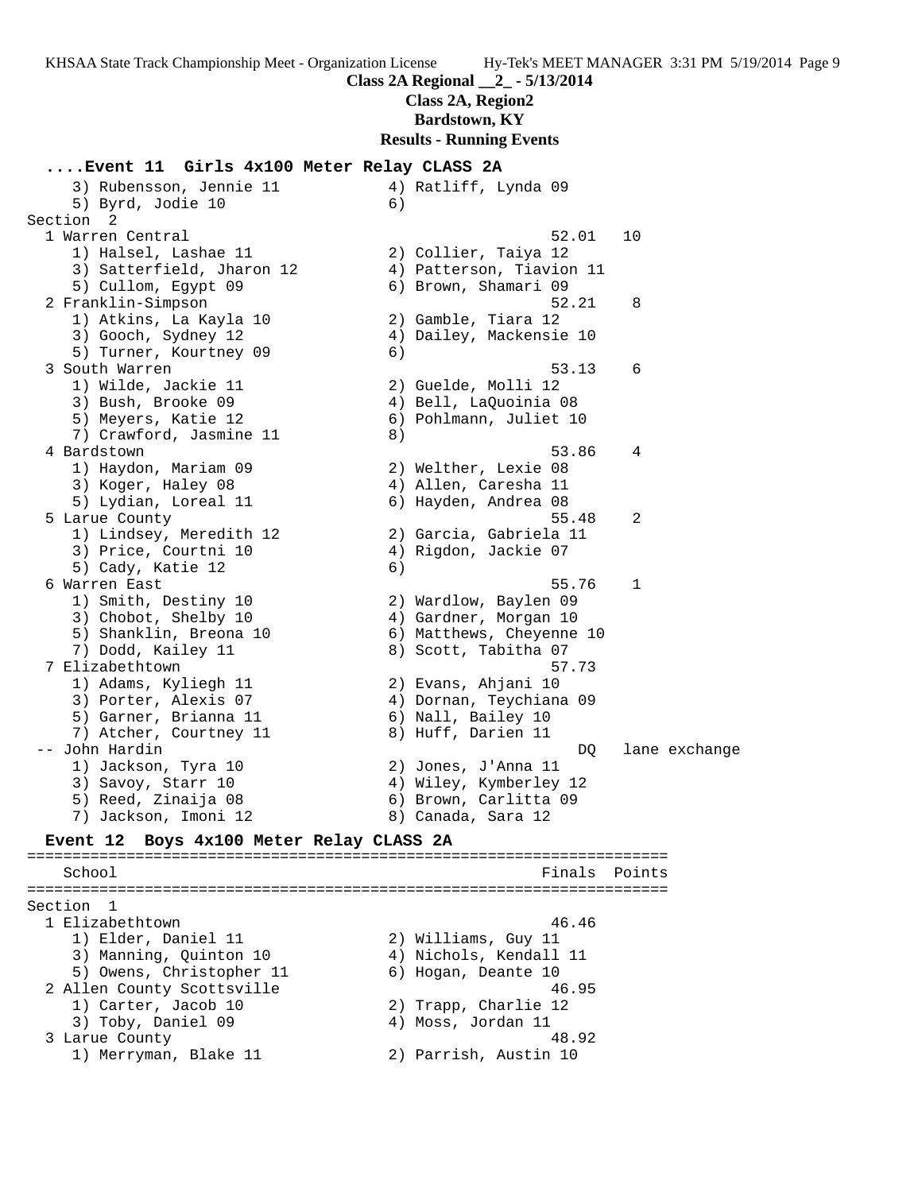**Class 2A Regional __2_ - 5/13/2014**

**Class 2A, Region2**

**Bardstown, KY**

**Results - Running Events**

```
....Event 11  Girls 4x100 Meter Relay CLASS 2A
    3) Rubensson, Jennie 11            4) Ratliff, Lynda 09
    5) Byrd, Jodie 10                  6)
Section  2
  1 Warren Central                                      52.01   10
    1) Halsel, Lashae 11               2) Collier, Taiya 12
    3) Satterfield, Jharon 12          4) Patterson, Tiavion 11
    5) Cullom, Egypt 09                6) Brown, Shamari 09
  2 Franklin-Simpson                                    52.21    8
    1) Atkins, La Kayla 10             2) Gamble, Tiara 12
    3) Gooch, Sydney 12                4) Dailey, Mackensie 10
    5) Turner, Kourtney 09             6)
  3 South Warren                                        53.13    6
    1) Wilde, Jackie 11                2) Guelde, Molli 12
    3) Bush, Brooke 09                 4) Bell, LaQuoinia 08
    5) Meyers, Katie 12                6) Pohlmann, Juliet 10
    7) Crawford, Jasmine 11            8)
  4 Bardstown                                           53.86    4
    1) Haydon, Mariam 09               2) Welther, Lexie 08
    3) Koger, Haley 08                 4) Allen, Caresha 11
    5) Lydian, Loreal 11               6) Hayden, Andrea 08
  5 Larue County                                        55.48    2
    1) Lindsey, Meredith 12            2) Garcia, Gabriela 11
    3) Price, Courtni 10               4) Rigdon, Jackie 07
    5) Cady, Katie 12                  6)
  6 Warren East                                         55.76    1
    1) Smith, Destiny 10               2) Wardlow, Baylen 09
    3) Chobot, Shelby 10               4) Gardner, Morgan 10
    5) Shanklin, Breona 10             6) Matthews, Cheyenne 10
    7) Dodd, Kailey 11                 8) Scott, Tabitha 07
  7 Elizabethtown                                       57.73
    1) Adams, Kyliegh 11               2) Evans, Ahjani 10
    3) Porter, Alexis 07               4) Dornan, Teychiana 09
    5) Garner, Brianna 11              6) Nall, Bailey 10
    7) Atcher, Courtney 11             8) Huff, Darien 11
 -- John Hardin                                            DQ   lane exchange
    1) Jackson, Tyra 10                2) Jones, J'Anna 11
    3) Savoy, Starr 10                 4) Wiley, Kymberley 12
    5) Reed, Zinaija 08                6) Brown, Carlitta 09
    7) Jackson, Imoni 12               8) Canada, Sara 12
```

```
Event 12  Boys 4x100 Meter Relay CLASS 2A
=======================================================================
    School                                               Finals  Points
=======================================================================
Section  1
  1 Elizabethtown                                       46.46
    1) Elder, Daniel 11                2) Williams, Guy 11
    3) Manning, Quinton 10             4) Nichols, Kendall 11
    5) Owens, Christopher 11           6) Hogan, Deante 10
  2 Allen County Scottsville                            46.95
    1) Carter, Jacob 10                2) Trapp, Charlie 12
    3) Toby, Daniel 09                 4) Moss, Jordan 11
  3 Larue County                                        48.92
    1) Merryman, Blake 11              2) Parrish, Austin 10
```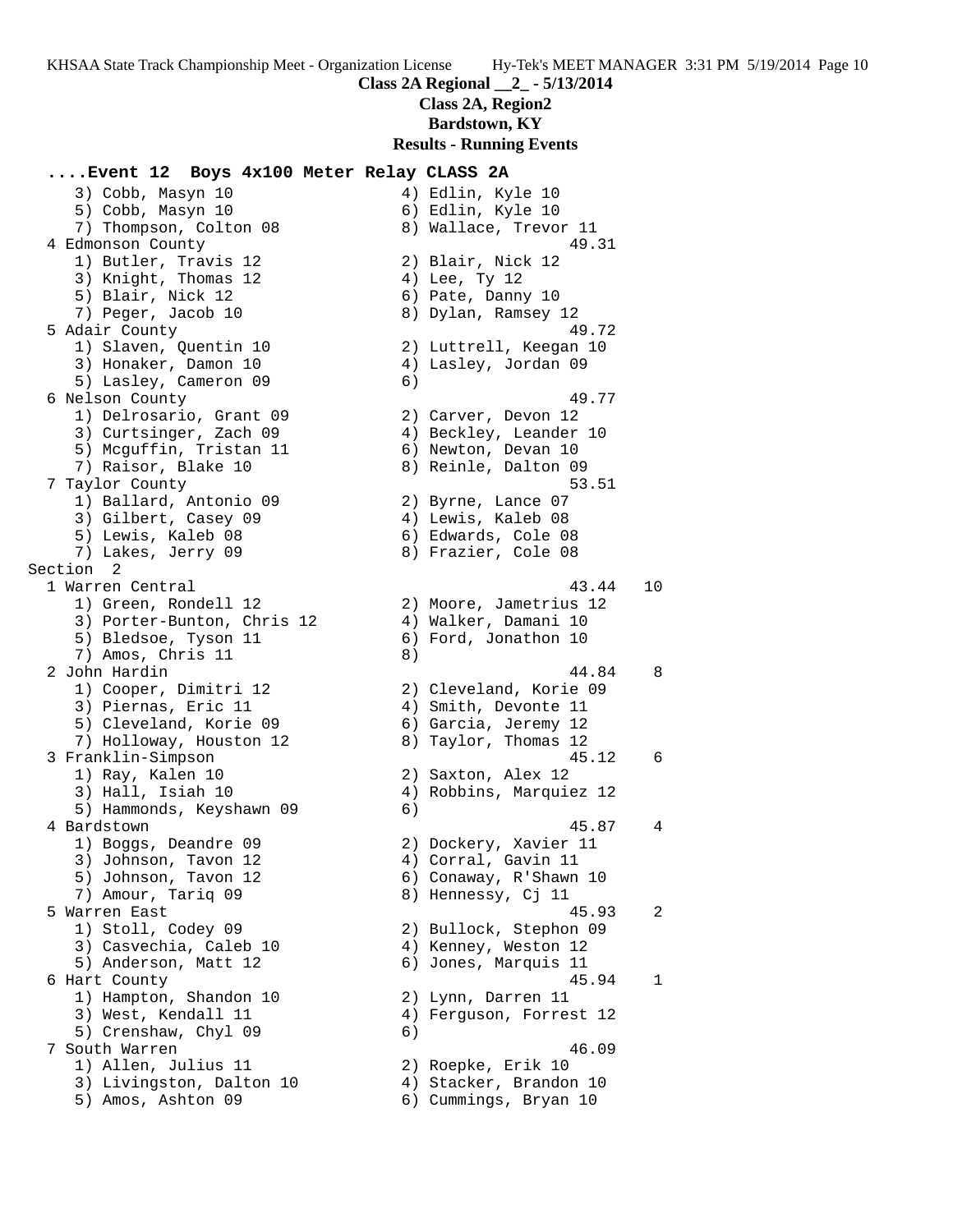**Class 2A Regional __2_ - 5/13/2014**

**Class 2A, Region2**

**Bardstown, KY**

**Results - Running Events**

```
....Event 12  Boys 4x100 Meter Relay CLASS 2A
    3) Cobb, Masyn 10                  4) Edlin, Kyle 10
    5) Cobb, Masyn 10                  6) Edlin, Kyle 10
    7) Thompson, Colton 08             8) Wallace, Trevor 11
  4 Edmonson County                                   49.31
    1) Butler, Travis 12               2) Blair, Nick 12
    3) Knight, Thomas 12               4) Lee, Ty 12
    5) Blair, Nick 12                  6) Pate, Danny 10
    7) Peger, Jacob 10                 8) Dylan, Ramsey 12
  5 Adair County                                      49.72
    1) Slaven, Quentin 10              2) Luttrell, Keegan 10
    3) Honaker, Damon 10               4) Lasley, Jordan 09
    5) Lasley, Cameron 09              6)
  6 Nelson County                                     49.77
    1) Delrosario, Grant 09            2) Carver, Devon 12
    3) Curtsinger, Zach 09             4) Beckley, Leander 10
    5) Mcguffin, Tristan 11            6) Newton, Devan 10
    7) Raisor, Blake 10                8) Reinle, Dalton 09
  7 Taylor County                                     53.51
    1) Ballard, Antonio 09             2) Byrne, Lance 07
    3) Gilbert, Casey 09               4) Lewis, Kaleb 08
    5) Lewis, Kaleb 08                 6) Edwards, Cole 08
    7) Lakes, Jerry 09                 8) Frazier, Cole 08
Section  2
  1 Warren Central                                    43.44   10
    1) Green, Rondell 12               2) Moore, Jametrius 12
    3) Porter-Bunton, Chris 12         4) Walker, Damani 10
    5) Bledsoe, Tyson 11               6) Ford, Jonathon 10
    7) Amos, Chris 11                  8)
  2 John Hardin                                       44.84    8
    1) Cooper, Dimitri 12              2) Cleveland, Korie 09
    3) Piernas, Eric 11                4) Smith, Devonte 11
    5) Cleveland, Korie 09             6) Garcia, Jeremy 12
    7) Holloway, Houston 12            8) Taylor, Thomas 12
  3 Franklin-Simpson                                  45.12    6
    1) Ray, Kalen 10                   2) Saxton, Alex 12
    3) Hall, Isiah 10                  4) Robbins, Marquiez 12
    5) Hammonds, Keyshawn 09           6)
  4 Bardstown                                         45.87    4
    1) Boggs, Deandre 09               2) Dockery, Xavier 11
    3) Johnson, Tavon 12               4) Corral, Gavin 11
    5) Johnson, Tavon 12               6) Conaway, R'Shawn 10
    7) Amour, Tariq 09                 8) Hennessy, Cj 11
  5 Warren East                                       45.93    2
    1) Stoll, Codey 09                 2) Bullock, Stephon 09
    3) Casvechia, Caleb 10             4) Kenney, Weston 12
    5) Anderson, Matt 12               6) Jones, Marquis 11
  6 Hart County                                       45.94    1
    1) Hampton, Shandon 10             2) Lynn, Darren 11
    3) West, Kendall 11                4) Ferguson, Forrest 12
    5) Crenshaw, Chyl 09               6)
  7 South Warren                                      46.09
    1) Allen, Julius 11                2) Roepke, Erik 10
    3) Livingston, Dalton 10           4) Stacker, Brandon 10
    5) Amos, Ashton 09                 6) Cummings, Bryan 10
```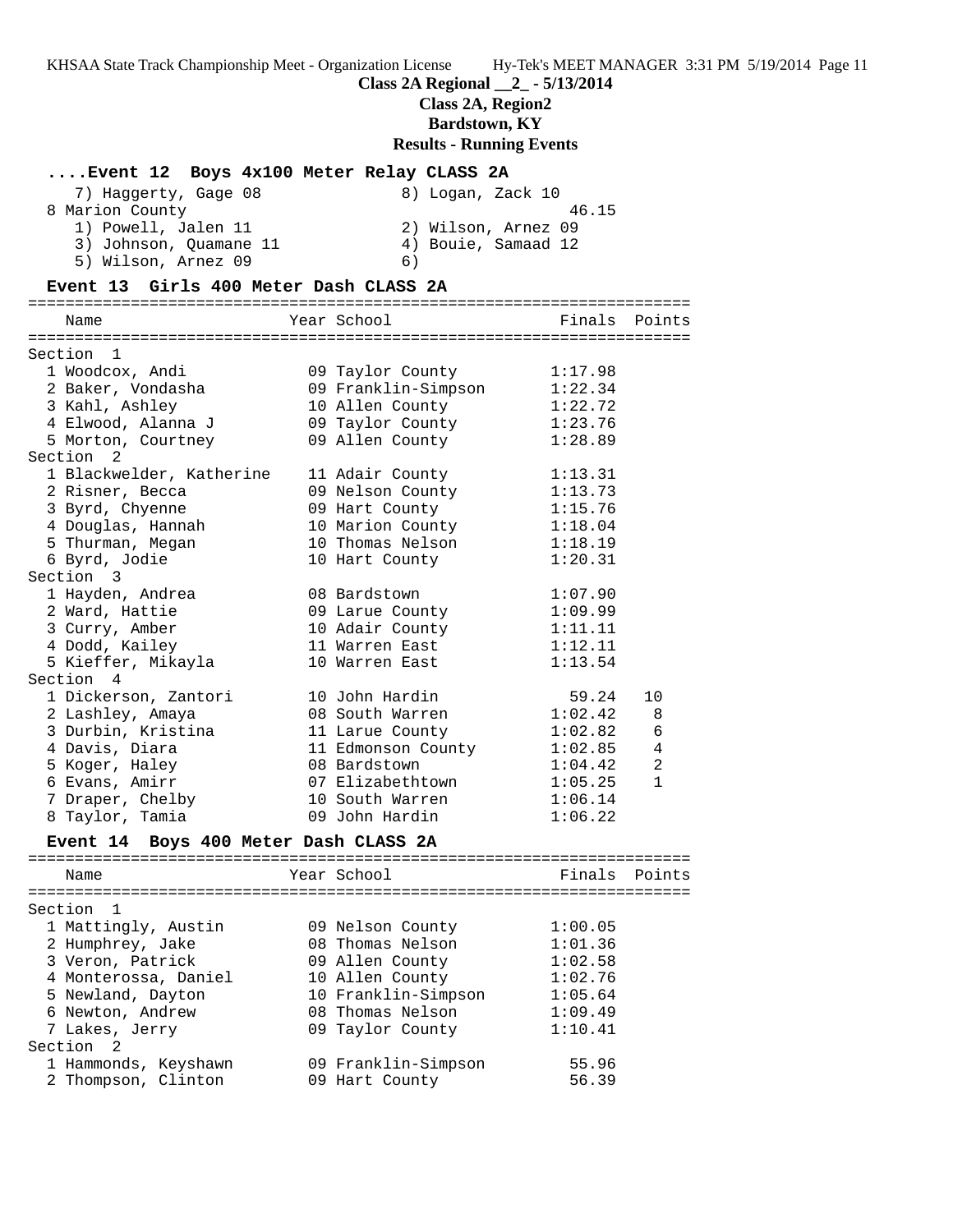**Class 2A Regional __2_ - 5/13/2014**

**Class 2A, Region2**

**Bardstown, KY**

**Results - Running Events**

### ....Event 12 Boys 4x100 Meter Relay CLASS 2A

```
   7) Haggerty, Gage 08              8) Logan, Zack 10
 8 Marion County                                    46.15
   1) Powell, Jalen 11               2) Wilson, Arnez 09
   3) Johnson, Quamane 11            4) Bouie, Samaad 12
   5) Wilson, Arnez 09               6)
```

### Event 13 Girls 400 Meter Dash CLASS 2A

| Name | Year | School | Finals | Points |
|---|---|---|---|---|
| **Section 1** | | | | |
| 1 Woodcox, Andi | 09 | Taylor County | 1:17.98 | |
| 2 Baker, Vondasha | 09 | Franklin-Simpson | 1:22.34 | |
| 3 Kahl, Ashley | 10 | Allen County | 1:22.72 | |
| 4 Elwood, Alanna J | 09 | Taylor County | 1:23.76 | |
| 5 Morton, Courtney | 09 | Allen County | 1:28.89 | |
| **Section 2** | | | | |
| 1 Blackwelder, Katherine | 11 | Adair County | 1:13.31 | |
| 2 Risner, Becca | 09 | Nelson County | 1:13.73 | |
| 3 Byrd, Chyenne | 09 | Hart County | 1:15.76 | |
| 4 Douglas, Hannah | 10 | Marion County | 1:18.04 | |
| 5 Thurman, Megan | 10 | Thomas Nelson | 1:18.19 | |
| 6 Byrd, Jodie | 10 | Hart County | 1:20.31 | |
| **Section 3** | | | | |
| 1 Hayden, Andrea | 08 | Bardstown | 1:07.90 | |
| 2 Ward, Hattie | 09 | Larue County | 1:09.99 | |
| 3 Curry, Amber | 10 | Adair County | 1:11.11 | |
| 4 Dodd, Kailey | 11 | Warren East | 1:12.11 | |
| 5 Kieffer, Mikayla | 10 | Warren East | 1:13.54 | |
| **Section 4** | | | | |
| 1 Dickerson, Zantori | 10 | John Hardin | 59.24 | 10 |
| 2 Lashley, Amaya | 08 | South Warren | 1:02.42 | 8 |
| 3 Durbin, Kristina | 11 | Larue County | 1:02.82 | 6 |
| 4 Davis, Diara | 11 | Edmonson County | 1:02.85 | 4 |
| 5 Koger, Haley | 08 | Bardstown | 1:04.42 | 2 |
| 6 Evans, Amirr | 07 | Elizabethtown | 1:05.25 | 1 |
| 7 Draper, Chelby | 10 | South Warren | 1:06.14 | |
| 8 Taylor, Tamia | 09 | John Hardin | 1:06.22 | |

### Event 14 Boys 400 Meter Dash CLASS 2A

| Name | Year | School | Finals | Points |
|---|---|---|---|---|
| **Section 1** | | | | |
| 1 Mattingly, Austin | 09 | Nelson County | 1:00.05 | |
| 2 Humphrey, Jake | 08 | Thomas Nelson | 1:01.36 | |
| 3 Veron, Patrick | 09 | Allen County | 1:02.58 | |
| 4 Monterossa, Daniel | 10 | Allen County | 1:02.76 | |
| 5 Newland, Dayton | 10 | Franklin-Simpson | 1:05.64 | |
| 6 Newton, Andrew | 08 | Thomas Nelson | 1:09.49 | |
| 7 Lakes, Jerry | 09 | Taylor County | 1:10.41 | |
| **Section 2** | | | | |
| 1 Hammonds, Keyshawn | 09 | Franklin-Simpson | 55.96 | |
| 2 Thompson, Clinton | 09 | Hart County | 56.39 | |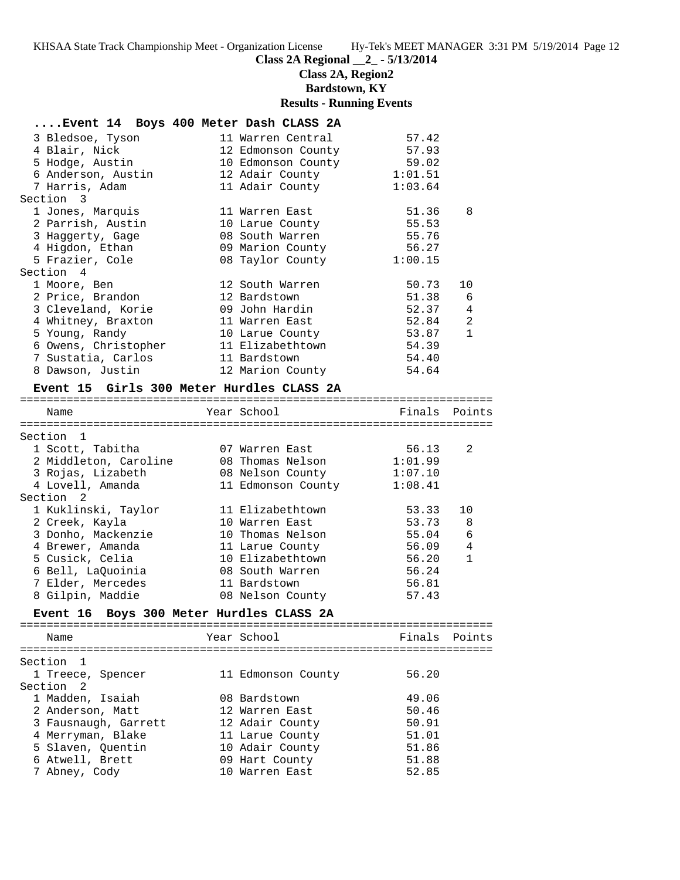## Class 2A Regional __2_ - 5/13/2014

### Class 2A, Region2

### Bardstown, KY

### Results - Running Events

#### ....Event 14 Boys 400 Meter Dash CLASS 2A

| Name | Year School | Finals | Points |
|---|---|---|---|
| 3 Bledsoe, Tyson | 11 Warren Central | 57.42 | |
| 4 Blair, Nick | 12 Edmonson County | 57.93 | |
| 5 Hodge, Austin | 10 Edmonson County | 59.02 | |
| 6 Anderson, Austin | 12 Adair County | 1:01.51 | |
| 7 Harris, Adam | 11 Adair County | 1:03.64 | |
| **Section 3** | | | |
| 1 Jones, Marquis | 11 Warren East | 51.36 | 8 |
| 2 Parrish, Austin | 10 Larue County | 55.53 | |
| 3 Haggerty, Gage | 08 South Warren | 55.76 | |
| 4 Higdon, Ethan | 09 Marion County | 56.27 | |
| 5 Frazier, Cole | 08 Taylor County | 1:00.15 | |
| **Section 4** | | | |
| 1 Moore, Ben | 12 South Warren | 50.73 | 10 |
| 2 Price, Brandon | 12 Bardstown | 51.38 | 6 |
| 3 Cleveland, Korie | 09 John Hardin | 52.37 | 4 |
| 4 Whitney, Braxton | 11 Warren East | 52.84 | 2 |
| 5 Young, Randy | 10 Larue County | 53.87 | 1 |
| 6 Owens, Christopher | 11 Elizabethtown | 54.39 | |
| 7 Sustatia, Carlos | 11 Bardstown | 54.40 | |
| 8 Dawson, Justin | 12 Marion County | 54.64 | |

#### Event 15 Girls 300 Meter Hurdles CLASS 2A

| Name | Year School | Finals | Points |
|---|---|---|---|
| **Section 1** | | | |
| 1 Scott, Tabitha | 07 Warren East | 56.13 | 2 |
| 2 Middleton, Caroline | 08 Thomas Nelson | 1:01.99 | |
| 3 Rojas, Lizabeth | 08 Nelson County | 1:07.10 | |
| 4 Lovell, Amanda | 11 Edmonson County | 1:08.41 | |
| **Section 2** | | | |
| 1 Kuklinski, Taylor | 11 Elizabethtown | 53.33 | 10 |
| 2 Creek, Kayla | 10 Warren East | 53.73 | 8 |
| 3 Donho, Mackenzie | 10 Thomas Nelson | 55.04 | 6 |
| 4 Brewer, Amanda | 11 Larue County | 56.09 | 4 |
| 5 Cusick, Celia | 10 Elizabethtown | 56.20 | 1 |
| 6 Bell, LaQuoinia | 08 South Warren | 56.24 | |
| 7 Elder, Mercedes | 11 Bardstown | 56.81 | |
| 8 Gilpin, Maddie | 08 Nelson County | 57.43 | |

#### Event 16 Boys 300 Meter Hurdles CLASS 2A

| Name | Year School | Finals | Points |
|---|---|---|---|
| **Section 1** | | | |
| 1 Treece, Spencer | 11 Edmonson County | 56.20 | |
| **Section 2** | | | |
| 1 Madden, Isaiah | 08 Bardstown | 49.06 | |
| 2 Anderson, Matt | 12 Warren East | 50.46 | |
| 3 Fausnaugh, Garrett | 12 Adair County | 50.91 | |
| 4 Merryman, Blake | 11 Larue County | 51.01 | |
| 5 Slaven, Quentin | 10 Adair County | 51.86 | |
| 6 Atwell, Brett | 09 Hart County | 51.88 | |
| 7 Abney, Cody | 10 Warren East | 52.85 | |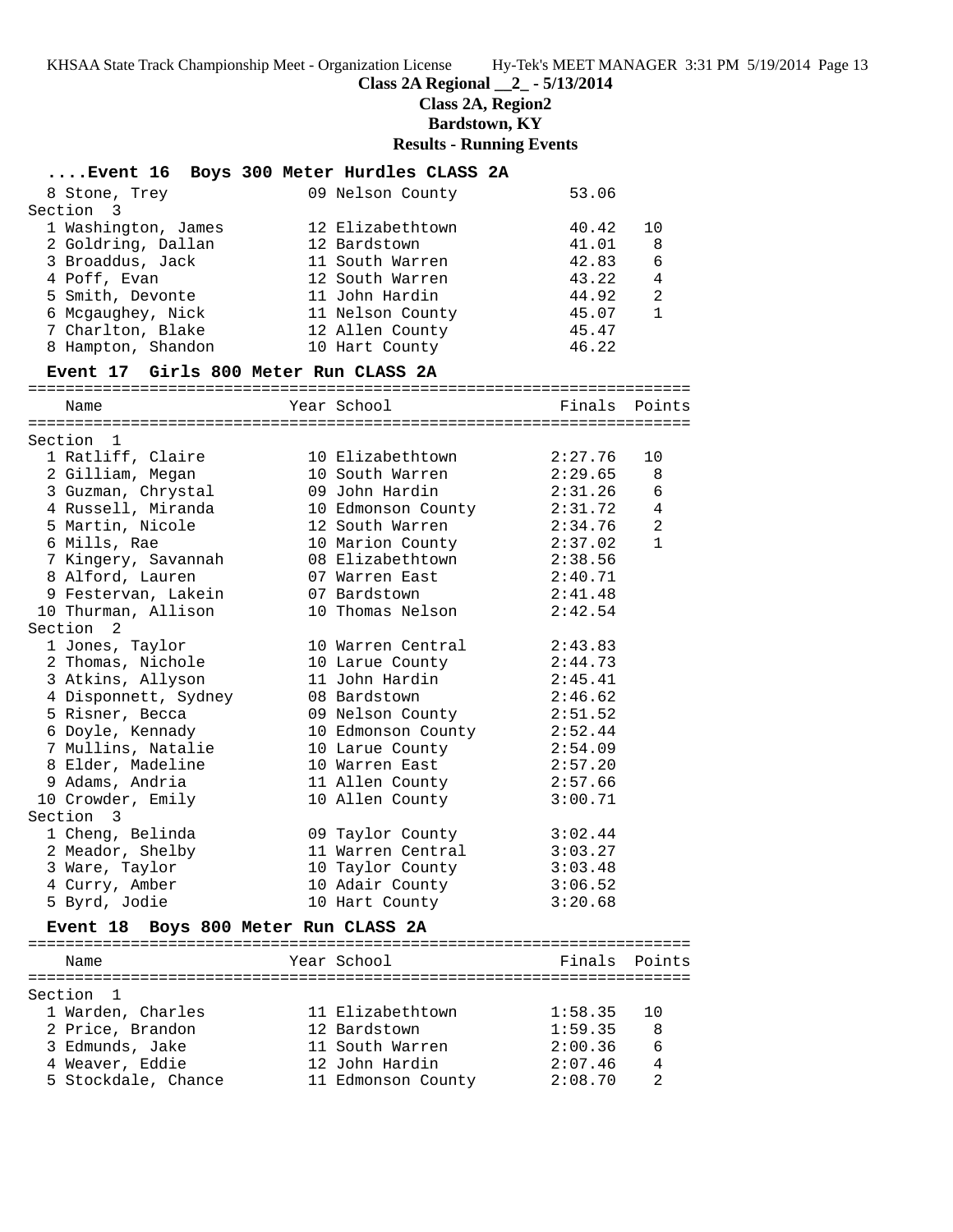## Class 2A Regional __2_ - 5/13/2014

### Class 2A, Region2

### Bardstown, KY

### Results - Running Events

#### ....Event 16 Boys 300 Meter Hurdles CLASS 2A

| Name | Year | School | Finals | Points |
|---|---|---|---|---|
| 8 Stone, Trey | 09 | Nelson County | 53.06 | |
| **Section 3** | | | | |
| 1 Washington, James | 12 | Elizabethtown | 40.42 | 10 |
| 2 Goldring, Dallan | 12 | Bardstown | 41.01 | 8 |
| 3 Broaddus, Jack | 11 | South Warren | 42.83 | 6 |
| 4 Poff, Evan | 12 | South Warren | 43.22 | 4 |
| 5 Smith, Devonte | 11 | John Hardin | 44.92 | 2 |
| 6 Mcgaughey, Nick | 11 | Nelson County | 45.07 | 1 |
| 7 Charlton, Blake | 12 | Allen County | 45.47 | |
| 8 Hampton, Shandon | 10 | Hart County | 46.22 | |

#### Event 17 Girls 800 Meter Run CLASS 2A

| Name | Year | School | Finals | Points |
|---|---|---|---|---|
| **Section 1** | | | | |
| 1 Ratliff, Claire | 10 | Elizabethtown | 2:27.76 | 10 |
| 2 Gilliam, Megan | 10 | South Warren | 2:29.65 | 8 |
| 3 Guzman, Chrystal | 09 | John Hardin | 2:31.26 | 6 |
| 4 Russell, Miranda | 10 | Edmonson County | 2:31.72 | 4 |
| 5 Martin, Nicole | 12 | South Warren | 2:34.76 | 2 |
| 6 Mills, Rae | 10 | Marion County | 2:37.02 | 1 |
| 7 Kingery, Savannah | 08 | Elizabethtown | 2:38.56 | |
| 8 Alford, Lauren | 07 | Warren East | 2:40.71 | |
| 9 Festervan, Lakein | 07 | Bardstown | 2:41.48 | |
| 10 Thurman, Allison | 10 | Thomas Nelson | 2:42.54 | |
| **Section 2** | | | | |
| 1 Jones, Taylor | 10 | Warren Central | 2:43.83 | |
| 2 Thomas, Nichole | 10 | Larue County | 2:44.73 | |
| 3 Atkins, Allyson | 11 | John Hardin | 2:45.41 | |
| 4 Disponnett, Sydney | 08 | Bardstown | 2:46.62 | |
| 5 Risner, Becca | 09 | Nelson County | 2:51.52 | |
| 6 Doyle, Kennady | 10 | Edmonson County | 2:52.44 | |
| 7 Mullins, Natalie | 10 | Larue County | 2:54.09 | |
| 8 Elder, Madeline | 10 | Warren East | 2:57.20 | |
| 9 Adams, Andria | 11 | Allen County | 2:57.66 | |
| 10 Crowder, Emily | 10 | Allen County | 3:00.71 | |
| **Section 3** | | | | |
| 1 Cheng, Belinda | 09 | Taylor County | 3:02.44 | |
| 2 Meador, Shelby | 11 | Warren Central | 3:03.27 | |
| 3 Ware, Taylor | 10 | Taylor County | 3:03.48 | |
| 4 Curry, Amber | 10 | Adair County | 3:06.52 | |
| 5 Byrd, Jodie | 10 | Hart County | 3:20.68 | |

#### Event 18 Boys 800 Meter Run CLASS 2A

| Name | Year | School | Finals | Points |
|---|---|---|---|---|
| **Section 1** | | | | |
| 1 Warden, Charles | 11 | Elizabethtown | 1:58.35 | 10 |
| 2 Price, Brandon | 12 | Bardstown | 1:59.35 | 8 |
| 3 Edmunds, Jake | 11 | South Warren | 2:00.36 | 6 |
| 4 Weaver, Eddie | 12 | John Hardin | 2:07.46 | 4 |
| 5 Stockdale, Chance | 11 | Edmonson County | 2:08.70 | 2 |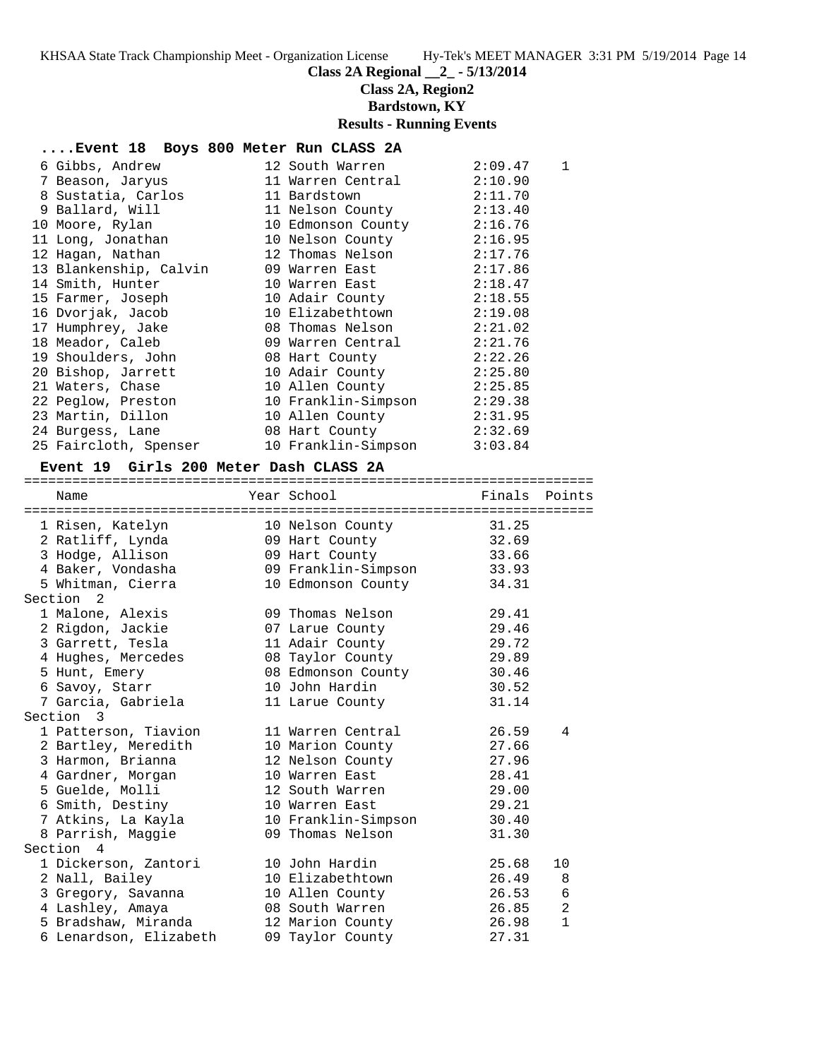## Class 2A Regional __2_ - 5/13/2014

### Class 2A, Region2

### Bardstown, KY

### Results - Running Events

#### ....Event 18 Boys 800 Meter Run CLASS 2A

| Place | Name | Year | School | Finals | Points |
|---|---|---|---|---|---|
| 6 | Gibbs, Andrew | 12 | South Warren | 2:09.47 | 1 |
| 7 | Beason, Jaryus | 11 | Warren Central | 2:10.90 | |
| 8 | Sustatia, Carlos | 11 | Bardstown | 2:11.70 | |
| 9 | Ballard, Will | 11 | Nelson County | 2:13.40 | |
| 10 | Moore, Rylan | 10 | Edmonson County | 2:16.76 | |
| 11 | Long, Jonathan | 10 | Nelson County | 2:16.95 | |
| 12 | Hagan, Nathan | 12 | Thomas Nelson | 2:17.76 | |
| 13 | Blankenship, Calvin | 09 | Warren East | 2:17.86 | |
| 14 | Smith, Hunter | 10 | Warren East | 2:18.47 | |
| 15 | Farmer, Joseph | 10 | Adair County | 2:18.55 | |
| 16 | Dvorjak, Jacob | 10 | Elizabethtown | 2:19.08 | |
| 17 | Humphrey, Jake | 08 | Thomas Nelson | 2:21.02 | |
| 18 | Meador, Caleb | 09 | Warren Central | 2:21.76 | |
| 19 | Shoulders, John | 08 | Hart County | 2:22.26 | |
| 20 | Bishop, Jarrett | 10 | Adair County | 2:25.80 | |
| 21 | Waters, Chase | 10 | Allen County | 2:25.85 | |
| 22 | Peglow, Preston | 10 | Franklin-Simpson | 2:29.38 | |
| 23 | Martin, Dillon | 10 | Allen County | 2:31.95 | |
| 24 | Burgess, Lane | 08 | Hart County | 2:32.69 | |
| 25 | Faircloth, Spenser | 10 | Franklin-Simpson | 3:03.84 | |

#### Event 19 Girls 200 Meter Dash CLASS 2A

| Place | Name | Year | School | Finals | Points |
|---|---|---|---|---|---|
| 1 | Risen, Katelyn | 10 | Nelson County | 31.25 | |
| 2 | Ratliff, Lynda | 09 | Hart County | 32.69 | |
| 3 | Hodge, Allison | 09 | Hart County | 33.66 | |
| 4 | Baker, Vondasha | 09 | Franklin-Simpson | 33.93 | |
| 5 | Whitman, Cierra | 10 | Edmonson County | 34.31 | |
| **Section 2** | | | | | |
| 1 | Malone, Alexis | 09 | Thomas Nelson | 29.41 | |
| 2 | Rigdon, Jackie | 07 | Larue County | 29.46 | |
| 3 | Garrett, Tesla | 11 | Adair County | 29.72 | |
| 4 | Hughes, Mercedes | 08 | Taylor County | 29.89 | |
| 5 | Hunt, Emery | 08 | Edmonson County | 30.46 | |
| 6 | Savoy, Starr | 10 | John Hardin | 30.52 | |
| 7 | Garcia, Gabriela | 11 | Larue County | 31.14 | |
| **Section 3** | | | | | |
| 1 | Patterson, Tiavion | 11 | Warren Central | 26.59 | 4 |
| 2 | Bartley, Meredith | 10 | Marion County | 27.66 | |
| 3 | Harmon, Brianna | 12 | Nelson County | 27.96 | |
| 4 | Gardner, Morgan | 10 | Warren East | 28.41 | |
| 5 | Guelde, Molli | 12 | South Warren | 29.00 | |
| 6 | Smith, Destiny | 10 | Warren East | 29.21 | |
| 7 | Atkins, La Kayla | 10 | Franklin-Simpson | 30.40 | |
| 8 | Parrish, Maggie | 09 | Thomas Nelson | 31.30 | |
| **Section 4** | | | | | |
| 1 | Dickerson, Zantori | 10 | John Hardin | 25.68 | 10 |
| 2 | Nall, Bailey | 10 | Elizabethtown | 26.49 | 8 |
| 3 | Gregory, Savanna | 10 | Allen County | 26.53 | 6 |
| 4 | Lashley, Amaya | 08 | South Warren | 26.85 | 2 |
| 5 | Bradshaw, Miranda | 12 | Marion County | 26.98 | 1 |
| 6 | Lenardson, Elizabeth | 09 | Taylor County | 27.31 | |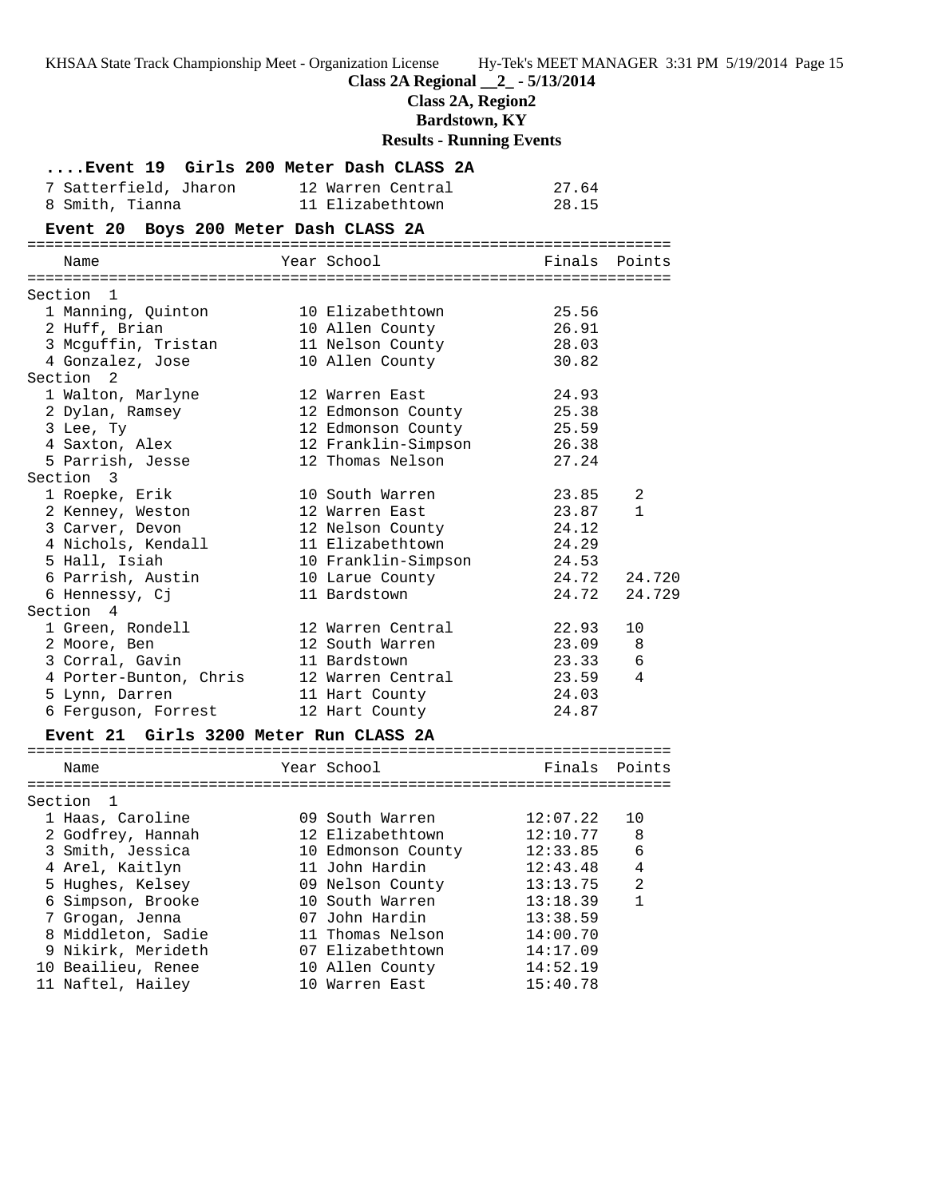**Class 2A Regional __2_ - 5/13/2014**

**Class 2A, Region2**

**Bardstown, KY**

**Results - Running Events**

### ....Event 19 Girls 200 Meter Dash CLASS 2A

| Place | Name | Year | School | Finals | Points |
|---|---|---|---|---|---|
| 7 | Satterfield, Jharon | 12 | Warren Central | 27.64 | |
| 8 | Smith, Tianna | 11 | Elizabethtown | 28.15 | |

### Event 20 Boys 200 Meter Dash CLASS 2A

| Place | Name | Year | School | Finals | Points |
|---|---|---|---|---|---|
| **Section 1** | | | | | |
| 1 | Manning, Quinton | 10 | Elizabethtown | 25.56 | |
| 2 | Huff, Brian | 10 | Allen County | 26.91 | |
| 3 | Mcguffin, Tristan | 11 | Nelson County | 28.03 | |
| 4 | Gonzalez, Jose | 10 | Allen County | 30.82 | |
| **Section 2** | | | | | |
| 1 | Walton, Marlyne | 12 | Warren East | 24.93 | |
| 2 | Dylan, Ramsey | 12 | Edmonson County | 25.38 | |
| 3 | Lee, Ty | 12 | Edmonson County | 25.59 | |
| 4 | Saxton, Alex | 12 | Franklin-Simpson | 26.38 | |
| 5 | Parrish, Jesse | 12 | Thomas Nelson | 27.24 | |
| **Section 3** | | | | | |
| 1 | Roepke, Erik | 10 | South Warren | 23.85 | 2 |
| 2 | Kenney, Weston | 12 | Warren East | 23.87 | 1 |
| 3 | Carver, Devon | 12 | Nelson County | 24.12 | |
| 4 | Nichols, Kendall | 11 | Elizabethtown | 24.29 | |
| 5 | Hall, Isiah | 10 | Franklin-Simpson | 24.53 | |
| 6 | Parrish, Austin | 10 | Larue County | 24.72 | 24.720 |
| 6 | Hennessy, Cj | 11 | Bardstown | 24.72 | 24.729 |
| **Section 4** | | | | | |
| 1 | Green, Rondell | 12 | Warren Central | 22.93 | 10 |
| 2 | Moore, Ben | 12 | South Warren | 23.09 | 8 |
| 3 | Corral, Gavin | 11 | Bardstown | 23.33 | 6 |
| 4 | Porter-Bunton, Chris | 12 | Warren Central | 23.59 | 4 |
| 5 | Lynn, Darren | 11 | Hart County | 24.03 | |
| 6 | Ferguson, Forrest | 12 | Hart County | 24.87 | |

### Event 21 Girls 3200 Meter Run CLASS 2A

| Place | Name | Year | School | Finals | Points |
|---|---|---|---|---|---|
| **Section 1** | | | | | |
| 1 | Haas, Caroline | 09 | South Warren | 12:07.22 | 10 |
| 2 | Godfrey, Hannah | 12 | Elizabethtown | 12:10.77 | 8 |
| 3 | Smith, Jessica | 10 | Edmonson County | 12:33.85 | 6 |
| 4 | Arel, Kaitlyn | 11 | John Hardin | 12:43.48 | 4 |
| 5 | Hughes, Kelsey | 09 | Nelson County | 13:13.75 | 2 |
| 6 | Simpson, Brooke | 10 | South Warren | 13:18.39 | 1 |
| 7 | Grogan, Jenna | 07 | John Hardin | 13:38.59 | |
| 8 | Middleton, Sadie | 11 | Thomas Nelson | 14:00.70 | |
| 9 | Nikirk, Merideth | 07 | Elizabethtown | 14:17.09 | |
| 10 | Beailieu, Renee | 10 | Allen County | 14:52.19 | |
| 11 | Naftel, Hailey | 10 | Warren East | 15:40.78 | |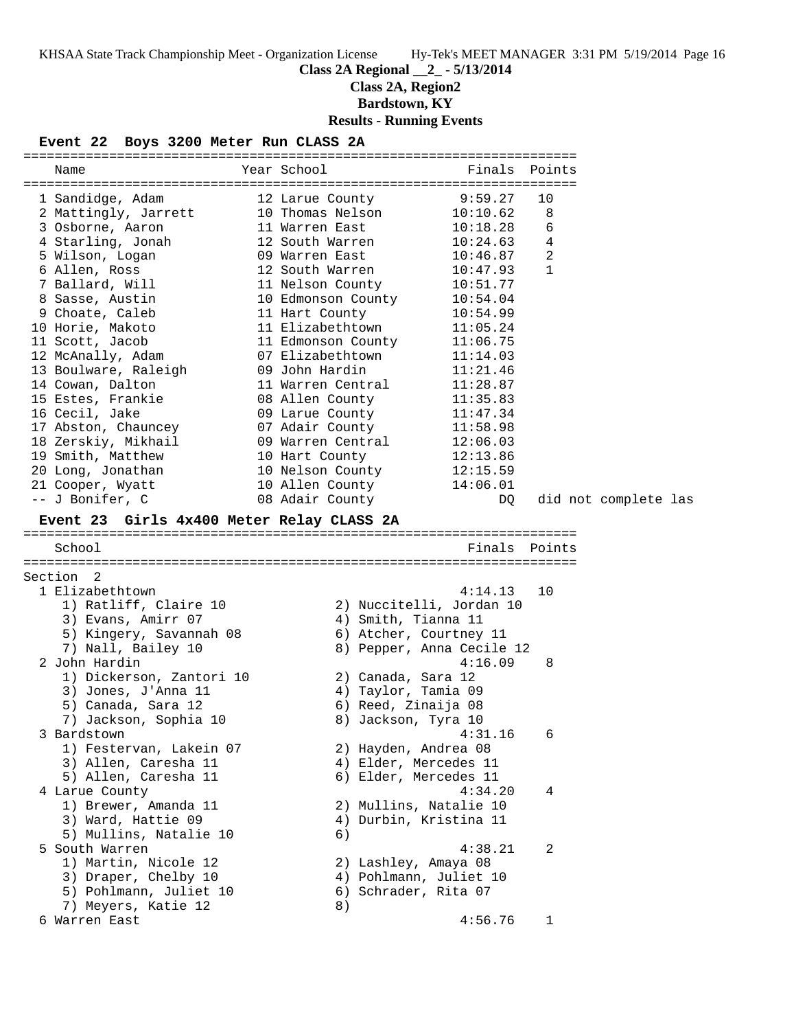## Class 2A Regional __2_ - 5/13/2014

### Class 2A, Region2

### Bardstown, KY

### Results - Running Events

#### Event 22 Boys 3200 Meter Run CLASS 2A

| | Name | Year | School | Finals | Points |
|---|---|---|---|---|---|
| 1 | Sandidge, Adam | 12 | Larue County | 9:59.27 | 10 |
| 2 | Mattingly, Jarrett | 10 | Thomas Nelson | 10:10.62 | 8 |
| 3 | Osborne, Aaron | 11 | Warren East | 10:18.28 | 6 |
| 4 | Starling, Jonah | 12 | South Warren | 10:24.63 | 4 |
| 5 | Wilson, Logan | 09 | Warren East | 10:46.87 | 2 |
| 6 | Allen, Ross | 12 | South Warren | 10:47.93 | 1 |
| 7 | Ballard, Will | 11 | Nelson County | 10:51.77 | |
| 8 | Sasse, Austin | 10 | Edmonson County | 10:54.04 | |
| 9 | Choate, Caleb | 11 | Hart County | 10:54.99 | |
| 10 | Horie, Makoto | 11 | Elizabethtown | 11:05.24 | |
| 11 | Scott, Jacob | 11 | Edmonson County | 11:06.75 | |
| 12 | McAnally, Adam | 07 | Elizabethtown | 11:14.03 | |
| 13 | Boulware, Raleigh | 09 | John Hardin | 11:21.46 | |
| 14 | Cowan, Dalton | 11 | Warren Central | 11:28.87 | |
| 15 | Estes, Frankie | 08 | Allen County | 11:35.83 | |
| 16 | Cecil, Jake | 09 | Larue County | 11:47.34 | |
| 17 | Abston, Chauncey | 07 | Adair County | 11:58.98 | |
| 18 | Zerskiy, Mikhail | 09 | Warren Central | 12:06.03 | |
| 19 | Smith, Matthew | 10 | Hart County | 12:13.86 | |
| 20 | Long, Jonathan | 10 | Nelson County | 12:15.59 | |
| 21 | Cooper, Wyatt | 10 | Allen County | 14:06.01 | |
| -- | J Bonifer, C | 08 | Adair County | DQ | did not complete las |

#### Event 23 Girls 4x400 Meter Relay CLASS 2A

Section 2

| | School | Finals | Points |
|---|---|---|---|
| 1 | Elizabethtown | 4:14.13 | 10 |
| | 1) Ratliff, Claire 10; 2) Nuccitelli, Jordan 10; 3) Evans, Amirr 07; 4) Smith, Tianna 11; 5) Kingery, Savannah 08; 6) Atcher, Courtney 11; 7) Nall, Bailey 10; 8) Pepper, Anna Cecile 12 | | |
| 2 | John Hardin | 4:16.09 | 8 |
| | 1) Dickerson, Zantori 10; 2) Canada, Sara 12; 3) Jones, J'Anna 11; 4) Taylor, Tamia 09; 5) Canada, Sara 12; 6) Reed, Zinaija 08; 7) Jackson, Sophia 10; 8) Jackson, Tyra 10 | | |
| 3 | Bardstown | 4:31.16 | 6 |
| | 1) Festervan, Lakein 07; 2) Hayden, Andrea 08; 3) Allen, Caresha 11; 4) Elder, Mercedes 11; 5) Allen, Caresha 11; 6) Elder, Mercedes 11 | | |
| 4 | Larue County | 4:34.20 | 4 |
| | 1) Brewer, Amanda 11; 2) Mullins, Natalie 10; 3) Ward, Hattie 09; 4) Durbin, Kristina 11; 5) Mullins, Natalie 10; 6) | | |
| 5 | South Warren | 4:38.21 | 2 |
| | 1) Martin, Nicole 12; 2) Lashley, Amaya 08; 3) Draper, Chelby 10; 4) Pohlmann, Juliet 10; 5) Pohlmann, Juliet 10; 6) Schrader, Rita 07; 7) Meyers, Katie 12; 8) | | |
| 6 | Warren East | 4:56.76 | 1 |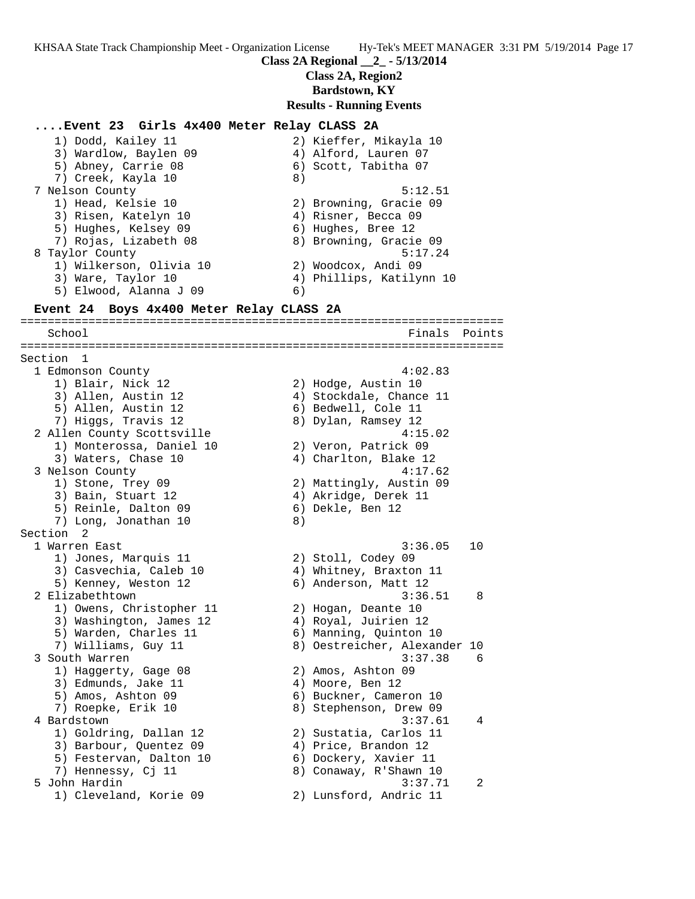**Class 2A Regional __2_ - 5/13/2014**

**Class 2A, Region2**

**Bardstown, KY**

**Results - Running Events**

## ....Event 23 Girls 4x400 Meter Relay CLASS 2A

```
    1) Dodd, Kailey 11                 2) Kieffer, Mikayla 10
    3) Wardlow, Baylen 09              4) Alford, Lauren 07
    5) Abney, Carrie 08                6) Scott, Tabitha 07
    7) Creek, Kayla 10                 8)
  7 Nelson County                                 5:12.51
    1) Head, Kelsie 10                 2) Browning, Gracie 09
    3) Risen, Katelyn 10               4) Risner, Becca 09
    5) Hughes, Kelsey 09               6) Hughes, Bree 12
    7) Rojas, Lizabeth 08              8) Browning, Gracie 09
  8 Taylor County                                 5:17.24
    1) Wilkerson, Olivia 10            2) Woodcox, Andi 09
    3) Ware, Taylor 10                 4) Phillips, Katilynn 10
    5) Elwood, Alanna J 09             6)
```

## Event 24 Boys 4x400 Meter Relay CLASS 2A

```
=======================================================================
    School                                            Finals  Points
=======================================================================
Section  1
  1 Edmonson County                               4:02.83
    1) Blair, Nick 12                  2) Hodge, Austin 10
    3) Allen, Austin 12                4) Stockdale, Chance 11
    5) Allen, Austin 12                6) Bedwell, Cole 11
    7) Higgs, Travis 12                8) Dylan, Ramsey 12
  2 Allen County Scottsville                      4:15.02
    1) Monterossa, Daniel 10           2) Veron, Patrick 09
    3) Waters, Chase 10                4) Charlton, Blake 12
  3 Nelson County                                 4:17.62
    1) Stone, Trey 09                  2) Mattingly, Austin 09
    3) Bain, Stuart 12                 4) Akridge, Derek 11
    5) Reinle, Dalton 09               6) Dekle, Ben 12
    7) Long, Jonathan 10               8)
Section  2
  1 Warren East                                   3:36.05   10
    1) Jones, Marquis 11               2) Stoll, Codey 09
    3) Casvechia, Caleb 10             4) Whitney, Braxton 11
    5) Kenney, Weston 12               6) Anderson, Matt 12
  2 Elizabethtown                                 3:36.51    8
    1) Owens, Christopher 11           2) Hogan, Deante 10
    3) Washington, James 12            4) Royal, Juirien 12
    5) Warden, Charles 11              6) Manning, Quinton 10
    7) Williams, Guy 11                8) Oestreicher, Alexander 10
  3 South Warren                                  3:37.38    6
    1) Haggerty, Gage 08               2) Amos, Ashton 09
    3) Edmunds, Jake 11                4) Moore, Ben 12
    5) Amos, Ashton 09                 6) Buckner, Cameron 10
    7) Roepke, Erik 10                 8) Stephenson, Drew 09
  4 Bardstown                                     3:37.61    4
    1) Goldring, Dallan 12             2) Sustatia, Carlos 11
    3) Barbour, Quentez 09             4) Price, Brandon 12
    5) Festervan, Dalton 10            6) Dockery, Xavier 11
    7) Hennessy, Cj 11                 8) Conaway, R'Shawn 10
  5 John Hardin                                   3:37.71    2
    1) Cleveland, Korie 09             2) Lunsford, Andric 11
```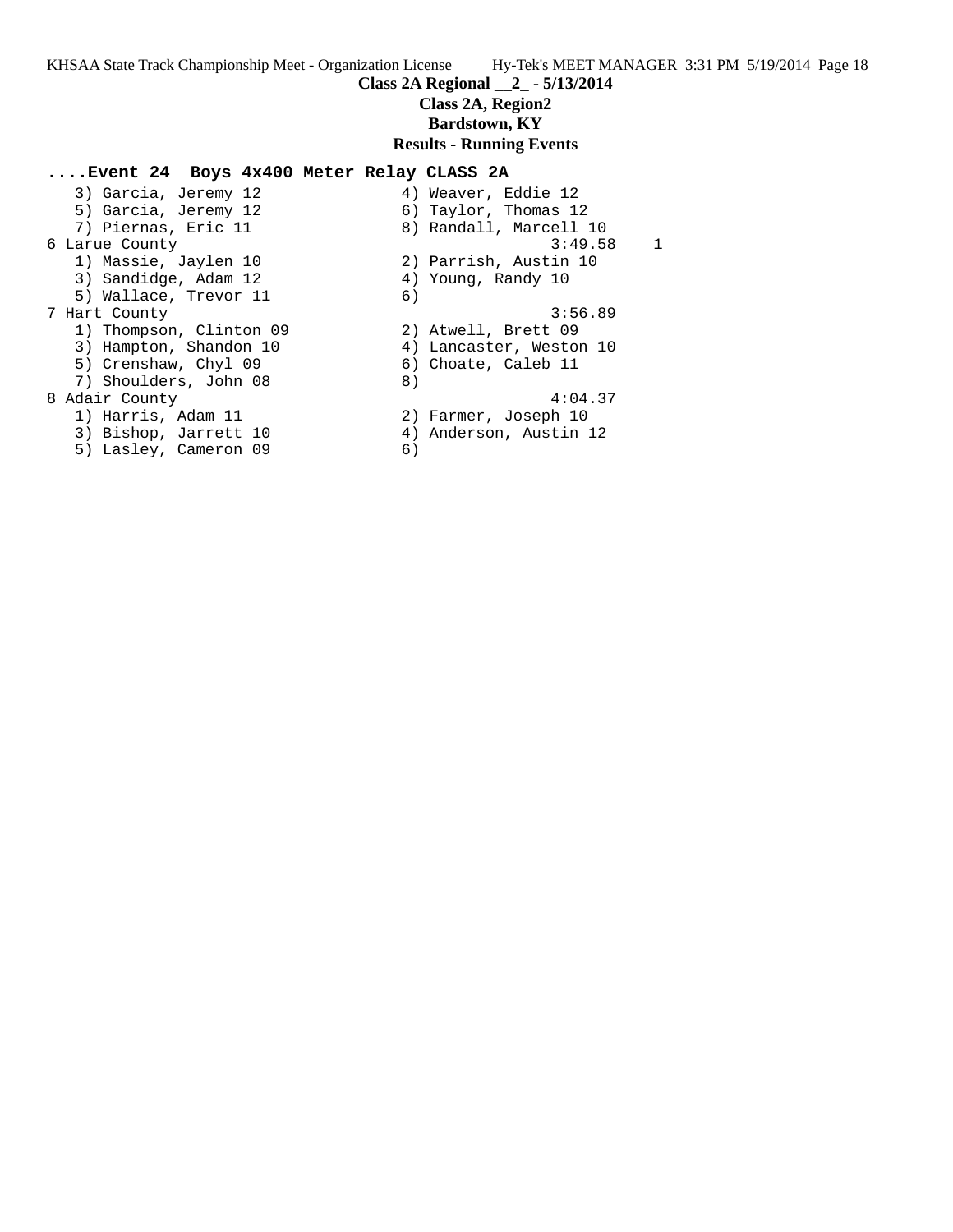**Class 2A Regional __2_ - 5/13/2014**

**Class 2A, Region2**

**Bardstown, KY**

**Results - Running Events**

```
....Event 24  Boys 4x400 Meter Relay CLASS 2A
   3) Garcia, Jeremy 12             4) Weaver, Eddie 12
   5) Garcia, Jeremy 12             6) Taylor, Thomas 12
   7) Piernas, Eric 11              8) Randall, Marcell 10
6 Larue County                                 3:49.58    1
   1) Massie, Jaylen 10             2) Parrish, Austin 10
   3) Sandidge, Adam 12             4) Young, Randy 10
   5) Wallace, Trevor 11            6)
7 Hart County                                  3:56.89
   1) Thompson, Clinton 09          2) Atwell, Brett 09
   3) Hampton, Shandon 10           4) Lancaster, Weston 10
   5) Crenshaw, Chyl 09             6) Choate, Caleb 11
   7) Shoulders, John 08            8)
8 Adair County                                 4:04.37
   1) Harris, Adam 11               2) Farmer, Joseph 10
   3) Bishop, Jarrett 10            4) Anderson, Austin 12
   5) Lasley, Cameron 09            6)
```